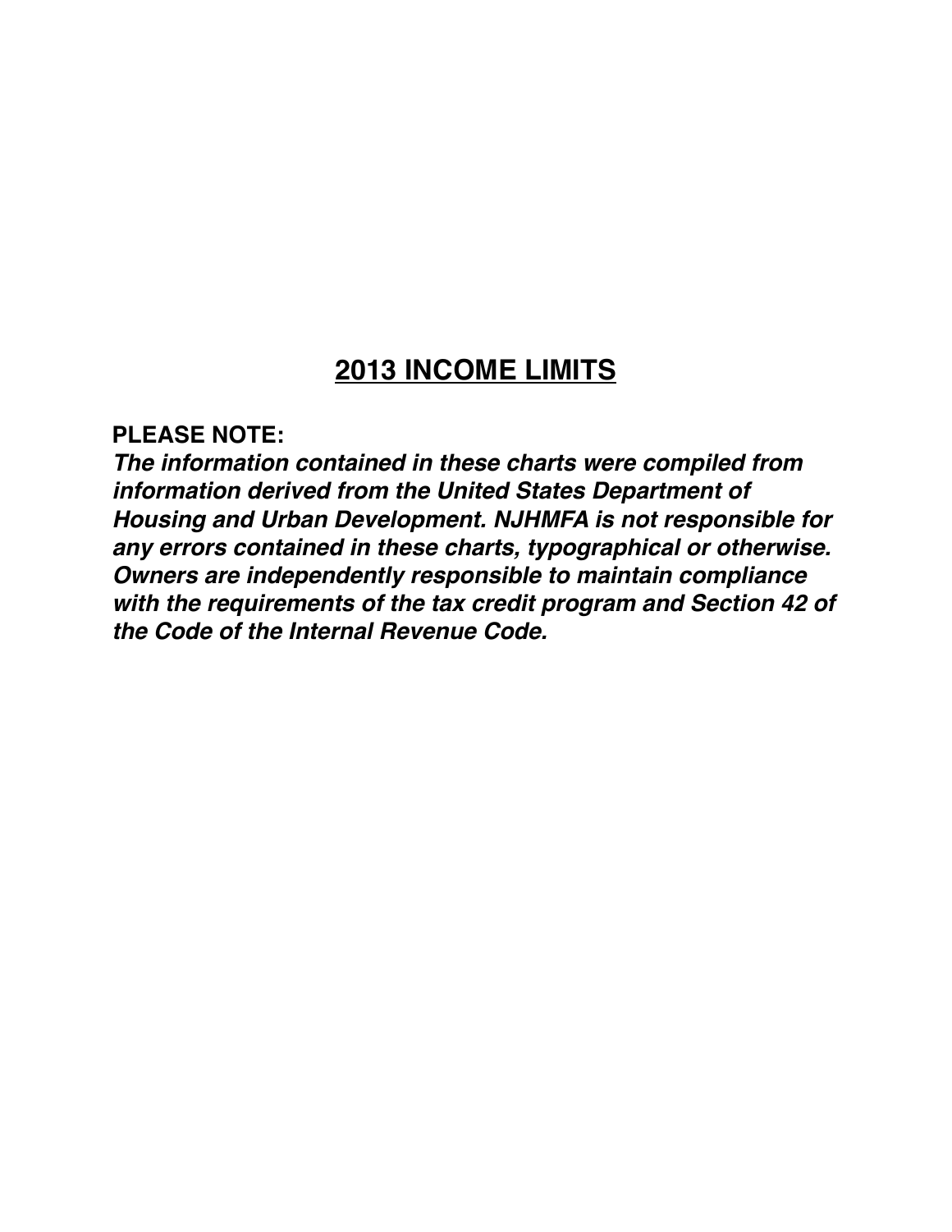# 2013 INCOME LIMITS

**PLEASE NOTE:**

***The information contained in these charts were compiled from information derived from the United States Department of Housing and Urban Development. NJHMFA is not responsible for any errors contained in these charts, typographical or otherwise. Owners are independently responsible to maintain compliance with the requirements of the tax credit program and Section 42 of the Code of the Internal Revenue Code.***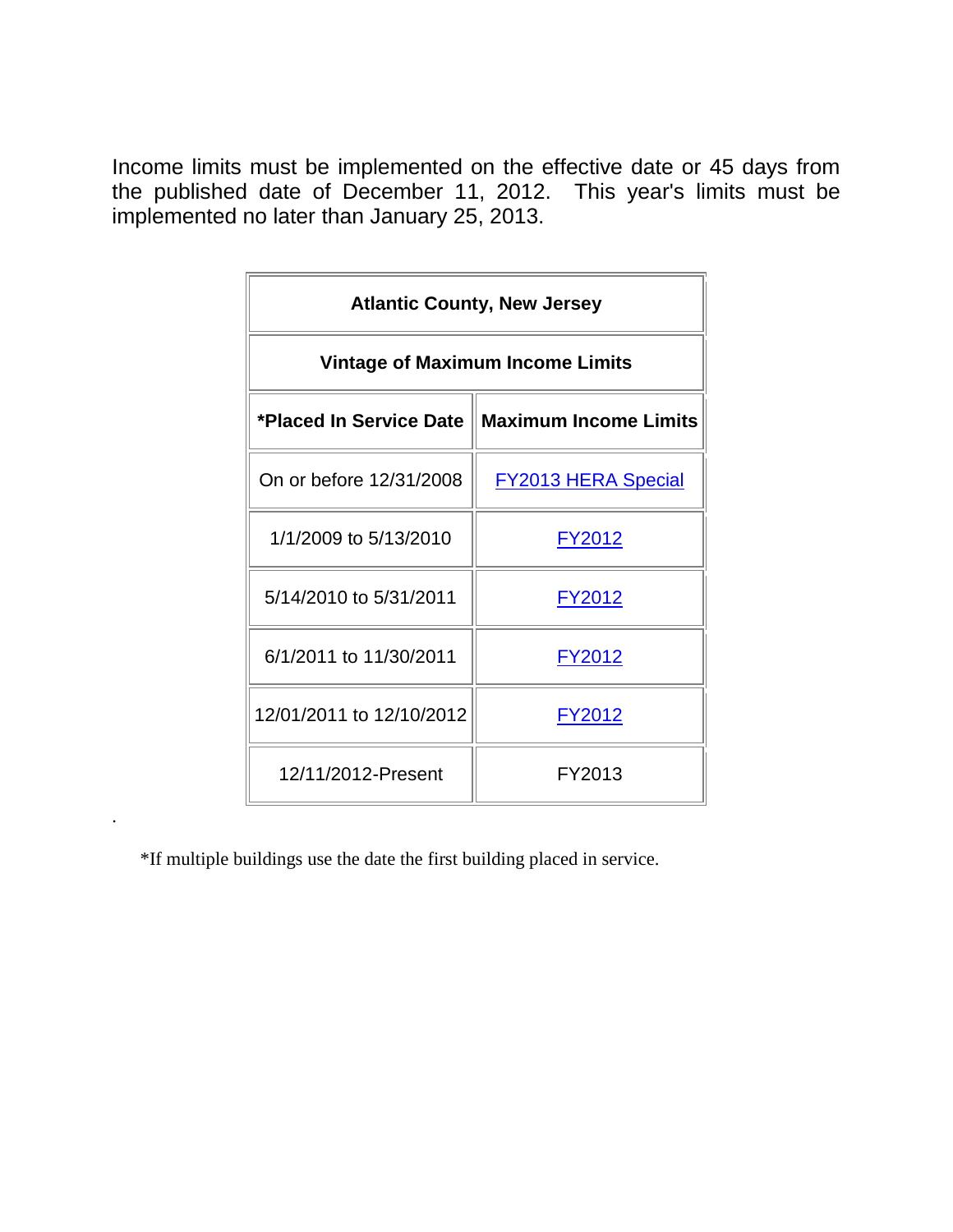Income limits must be implemented on the effective date or 45 days from the published date of December 11, 2012. This year's limits must be implemented no later than January 25, 2013.

| Atlantic County, New Jersey | |
|---|---|
| **Vintage of Maximum Income Limits** | |
| ***Placed In Service Date** | **Maximum Income Limits** |
| On or before 12/31/2008 | FY2013 HERA Special |
| 1/1/2009 to 5/13/2010 | FY2012 |
| 5/14/2010 to 5/31/2011 | FY2012 |
| 6/1/2011 to 11/30/2011 | FY2012 |
| 12/01/2011 to 12/10/2012 | FY2012 |
| 12/11/2012-Present | FY2013 |

.

*If multiple buildings use the date the first building placed in service.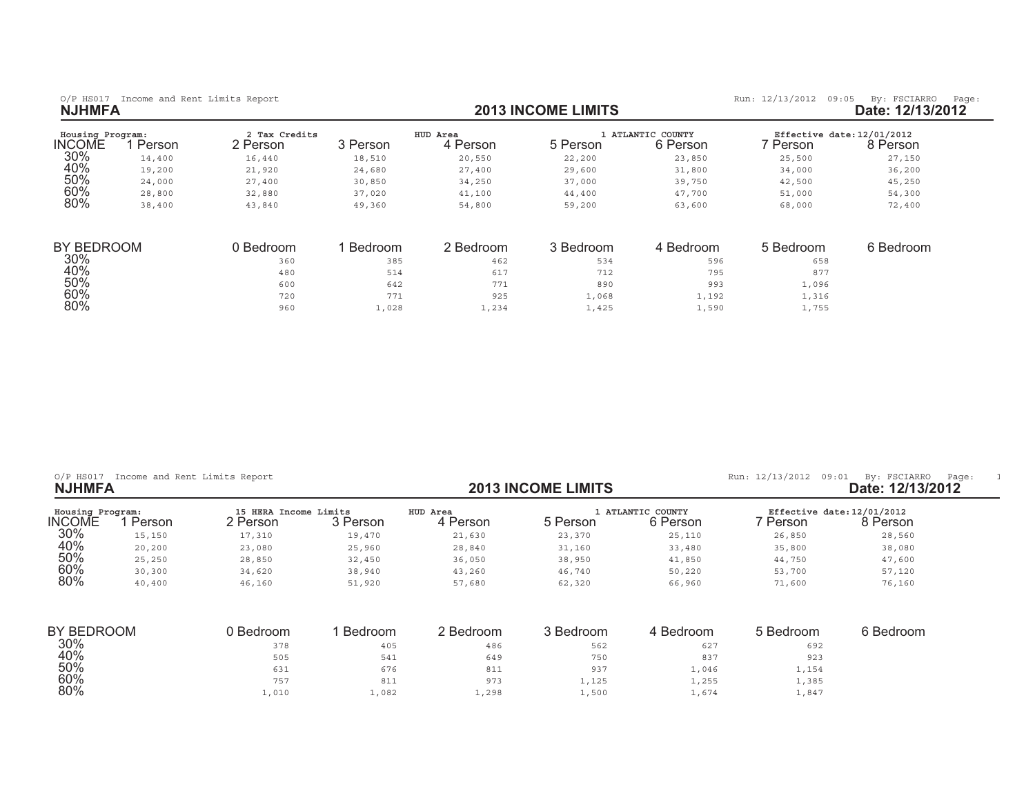O/P HS017 Income and Rent Limits Report

Run: 12/13/2012 09:05 By: FSCIARRO Page:

## NJHMFA

## 2013 INCOME LIMITS

Date: 12/13/2012

Housing Program: 2 Tax Credits — HUD Area: 1 ATLANTIC COUNTY — Effective date: 12/01/2012

| INCOME | 1 Person | 2 Person | 3 Person | 4 Person | 5 Person | 6 Person | 7 Person | 8 Person |
|---|---|---|---|---|---|---|---|---|
| 30% | 14,400 | 16,440 | 18,510 | 20,550 | 22,200 | 23,850 | 25,500 | 27,150 |
| 40% | 19,200 | 21,920 | 24,680 | 27,400 | 29,600 | 31,800 | 34,000 | 36,200 |
| 50% | 24,000 | 27,400 | 30,850 | 34,250 | 37,000 | 39,750 | 42,500 | 45,250 |
| 60% | 28,800 | 32,880 | 37,020 | 41,100 | 44,400 | 47,700 | 51,000 | 54,300 |
| 80% | 38,400 | 43,840 | 49,360 | 54,800 | 59,200 | 63,600 | 68,000 | 72,400 |

| BY BEDROOM | 0 Bedroom | 1 Bedroom | 2 Bedroom | 3 Bedroom | 4 Bedroom | 5 Bedroom | 6 Bedroom |
|---|---|---|---|---|---|---|---|
| 30% | 360 | 385 | 462 | 534 | 596 | 658 | |
| 40% | 480 | 514 | 617 | 712 | 795 | 877 | |
| 50% | 600 | 642 | 771 | 890 | 993 | 1,096 | |
| 60% | 720 | 771 | 925 | 1,068 | 1,192 | 1,316 | |
| 80% | 960 | 1,028 | 1,234 | 1,425 | 1,590 | 1,755 | |

O/P HS017 Income and Rent Limits Report

Run: 12/13/2012 09:01 By: FSCIARRO Page: 1

## NJHMFA

## 2013 INCOME LIMITS

Date: 12/13/2012

Housing Program: 15 HERA Income Limits — HUD Area: 1 ATLANTIC COUNTY — Effective date: 12/01/2012

| INCOME | 1 Person | 2 Person | 3 Person | 4 Person | 5 Person | 6 Person | 7 Person | 8 Person |
|---|---|---|---|---|---|---|---|---|
| 30% | 15,150 | 17,310 | 19,470 | 21,630 | 23,370 | 25,110 | 26,850 | 28,560 |
| 40% | 20,200 | 23,080 | 25,960 | 28,840 | 31,160 | 33,480 | 35,800 | 38,080 |
| 50% | 25,250 | 28,850 | 32,450 | 36,050 | 38,950 | 41,850 | 44,750 | 47,600 |
| 60% | 30,300 | 34,620 | 38,940 | 43,260 | 46,740 | 50,220 | 53,700 | 57,120 |
| 80% | 40,400 | 46,160 | 51,920 | 57,680 | 62,320 | 66,960 | 71,600 | 76,160 |

| BY BEDROOM | 0 Bedroom | 1 Bedroom | 2 Bedroom | 3 Bedroom | 4 Bedroom | 5 Bedroom | 6 Bedroom |
|---|---|---|---|---|---|---|---|
| 30% | 378 | 405 | 486 | 562 | 627 | 692 | |
| 40% | 505 | 541 | 649 | 750 | 837 | 923 | |
| 50% | 631 | 676 | 811 | 937 | 1,046 | 1,154 | |
| 60% | 757 | 811 | 973 | 1,125 | 1,255 | 1,385 | |
| 80% | 1,010 | 1,082 | 1,298 | 1,500 | 1,674 | 1,847 | |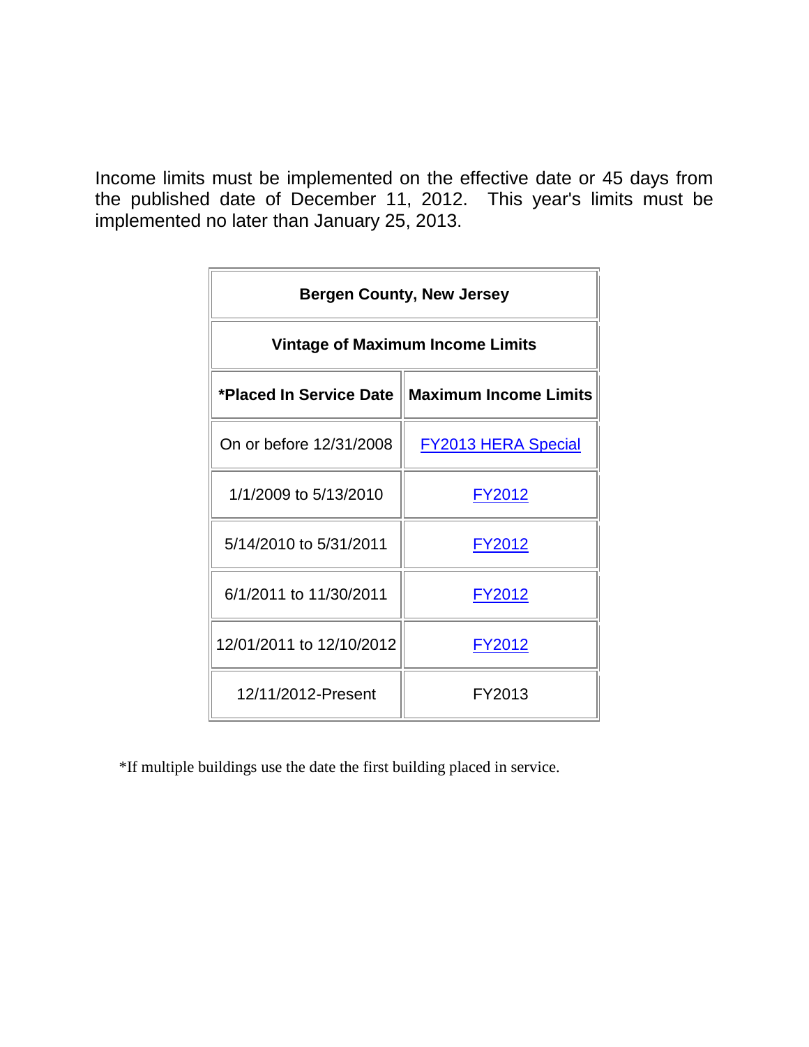Income limits must be implemented on the effective date or 45 days from the published date of December 11, 2012. This year's limits must be implemented no later than January 25, 2013.

| Bergen County, New Jersey | |
|---|---|
| **Vintage of Maximum Income Limits** | |
| ***Placed In Service Date** | **Maximum Income Limits** |
| On or before 12/31/2008 | FY2013 HERA Special |
| 1/1/2009 to 5/13/2010 | FY2012 |
| 5/14/2010 to 5/31/2011 | FY2012 |
| 6/1/2011 to 11/30/2011 | FY2012 |
| 12/01/2011 to 12/10/2012 | FY2012 |
| 12/11/2012-Present | FY2013 |

*If multiple buildings use the date the first building placed in service.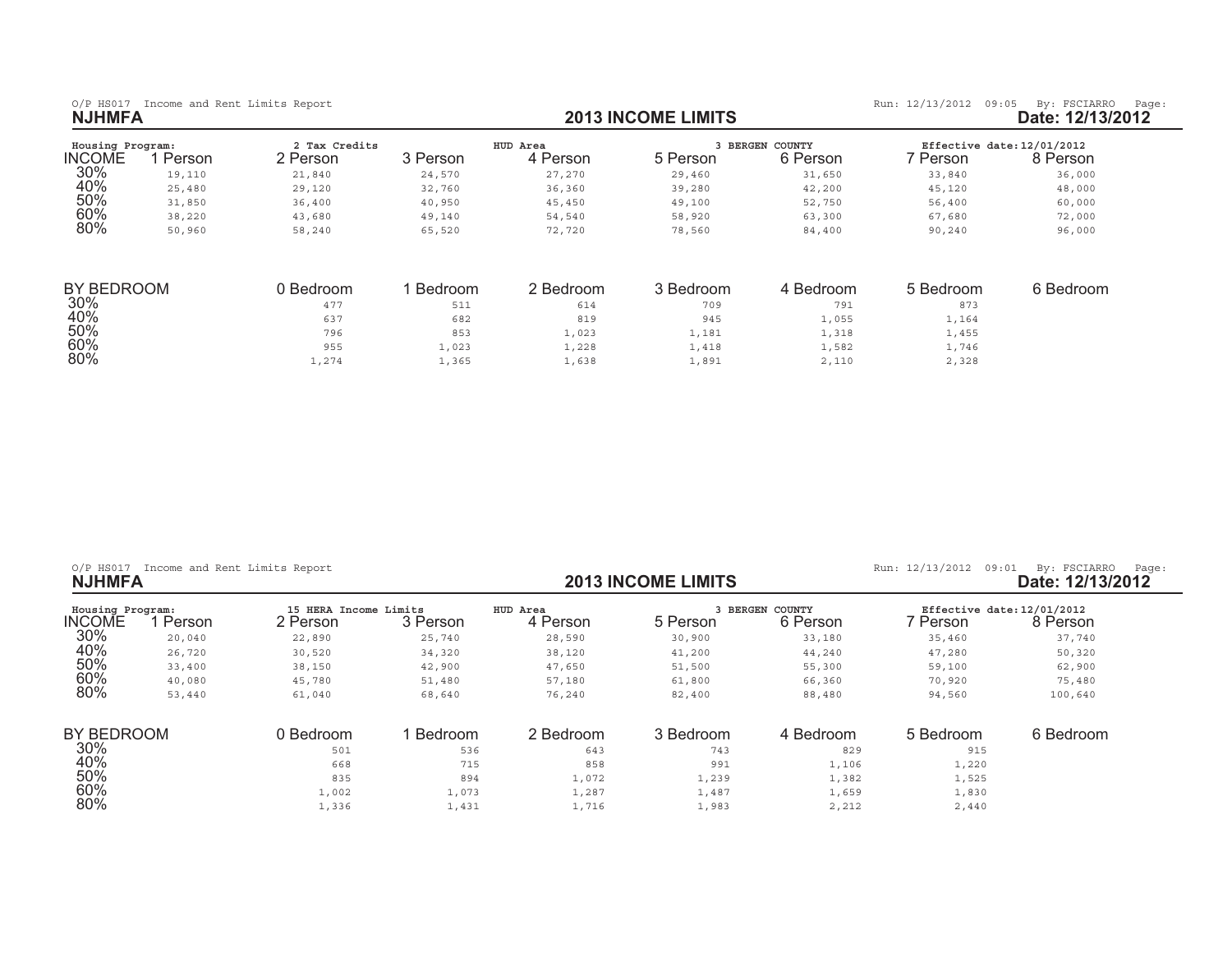O/P HS017 Income and Rent Limits Report

Run: 12/13/2012 09:05 By: FSCIARRO Page:

**NJHMFA**

## 2013 INCOME LIMITS

**Date: 12/13/2012**

Housing Program: 2 Tax Credits HUD Area 3 BERGEN COUNTY Effective date: 12/01/2012

| INCOME | 1 Person | 2 Person | 3 Person | 4 Person | 5 Person | 6 Person | 7 Person | 8 Person |
|---|---|---|---|---|---|---|---|---|
| 30% | 19,110 | 21,840 | 24,570 | 27,270 | 29,460 | 31,650 | 33,840 | 36,000 |
| 40% | 25,480 | 29,120 | 32,760 | 36,360 | 39,280 | 42,200 | 45,120 | 48,000 |
| 50% | 31,850 | 36,400 | 40,950 | 45,450 | 49,100 | 52,750 | 56,400 | 60,000 |
| 60% | 38,220 | 43,680 | 49,140 | 54,540 | 58,920 | 63,300 | 67,680 | 72,000 |
| 80% | 50,960 | 58,240 | 65,520 | 72,720 | 78,560 | 84,400 | 90,240 | 96,000 |

| BY BEDROOM | 0 Bedroom | 1 Bedroom | 2 Bedroom | 3 Bedroom | 4 Bedroom | 5 Bedroom | 6 Bedroom |
|---|---|---|---|---|---|---|---|
| 30% | 477 | 511 | 614 | 709 | 791 | 873 | |
| 40% | 637 | 682 | 819 | 945 | 1,055 | 1,164 | |
| 50% | 796 | 853 | 1,023 | 1,181 | 1,318 | 1,455 | |
| 60% | 955 | 1,023 | 1,228 | 1,418 | 1,582 | 1,746 | |
| 80% | 1,274 | 1,365 | 1,638 | 1,891 | 2,110 | 2,328 | |

O/P HS017 Income and Rent Limits Report

Run: 12/13/2012 09:01 By: FSCIARRO Page:

**NJHMFA**

## 2013 INCOME LIMITS

**Date: 12/13/2012**

Housing Program: 15 HERA Income Limits HUD Area 3 BERGEN COUNTY Effective date: 12/01/2012

| INCOME | 1 Person | 2 Person | 3 Person | 4 Person | 5 Person | 6 Person | 7 Person | 8 Person |
|---|---|---|---|---|---|---|---|---|
| 30% | 20,040 | 22,890 | 25,740 | 28,590 | 30,900 | 33,180 | 35,460 | 37,740 |
| 40% | 26,720 | 30,520 | 34,320 | 38,120 | 41,200 | 44,240 | 47,280 | 50,320 |
| 50% | 33,400 | 38,150 | 42,900 | 47,650 | 51,500 | 55,300 | 59,100 | 62,900 |
| 60% | 40,080 | 45,780 | 51,480 | 57,180 | 61,800 | 66,360 | 70,920 | 75,480 |
| 80% | 53,440 | 61,040 | 68,640 | 76,240 | 82,400 | 88,480 | 94,560 | 100,640 |

| BY BEDROOM | 0 Bedroom | 1 Bedroom | 2 Bedroom | 3 Bedroom | 4 Bedroom | 5 Bedroom | 6 Bedroom |
|---|---|---|---|---|---|---|---|
| 30% | 501 | 536 | 643 | 743 | 829 | 915 | |
| 40% | 668 | 715 | 858 | 991 | 1,106 | 1,220 | |
| 50% | 835 | 894 | 1,072 | 1,239 | 1,382 | 1,525 | |
| 60% | 1,002 | 1,073 | 1,287 | 1,487 | 1,659 | 1,830 | |
| 80% | 1,336 | 1,431 | 1,716 | 1,983 | 2,212 | 2,440 | |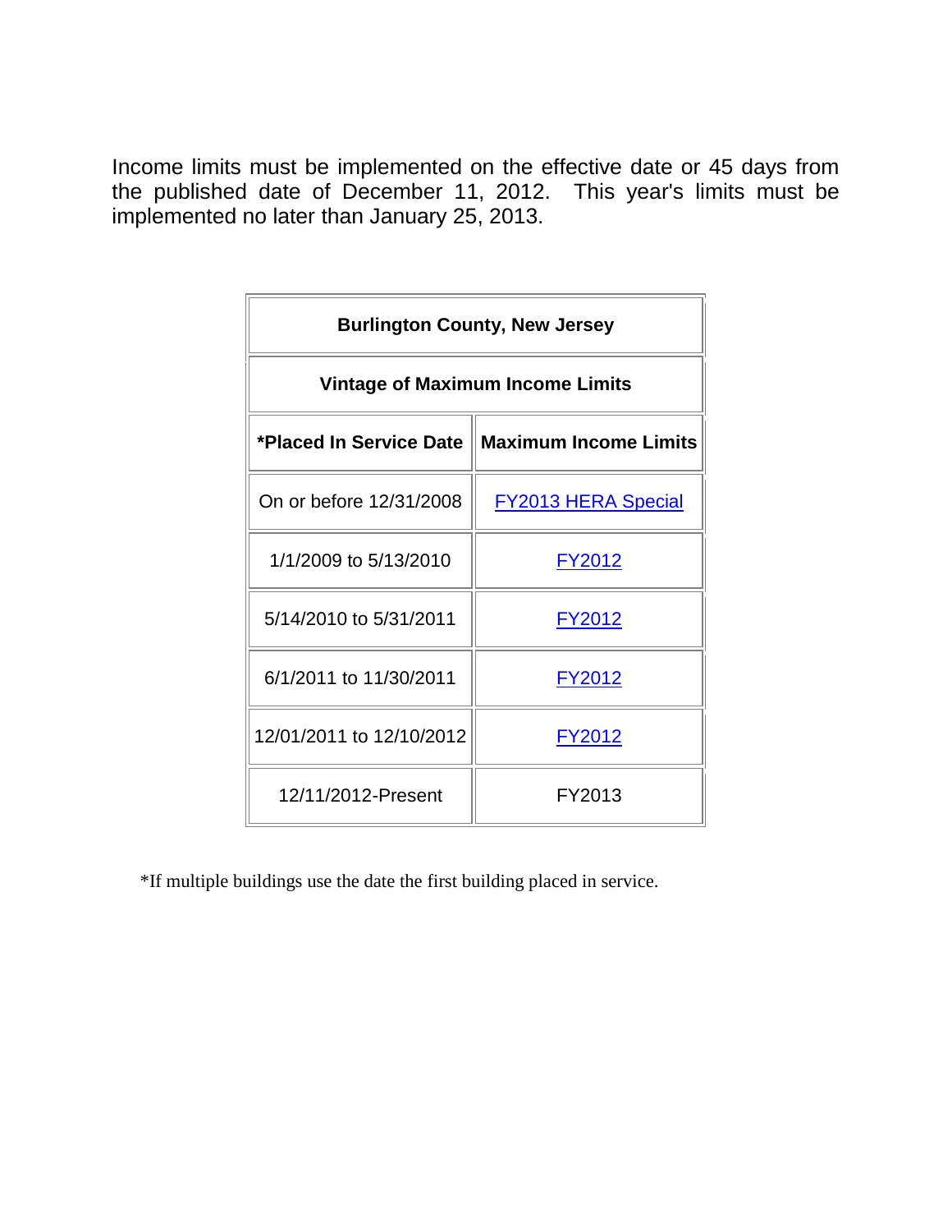Income limits must be implemented on the effective date or 45 days from the published date of December 11, 2012. This year's limits must be implemented no later than January 25, 2013.

| **Burlington County, New Jersey** | |
|---|---|
| **Vintage of Maximum Income Limits** | |
| ***Placed In Service Date** | **Maximum Income Limits** |
| On or before 12/31/2008 | FY2013 HERA Special |
| 1/1/2009 to 5/13/2010 | FY2012 |
| 5/14/2010 to 5/31/2011 | FY2012 |
| 6/1/2011 to 11/30/2011 | FY2012 |
| 12/01/2011 to 12/10/2012 | FY2012 |
| 12/11/2012-Present | FY2013 |

*If multiple buildings use the date the first building placed in service.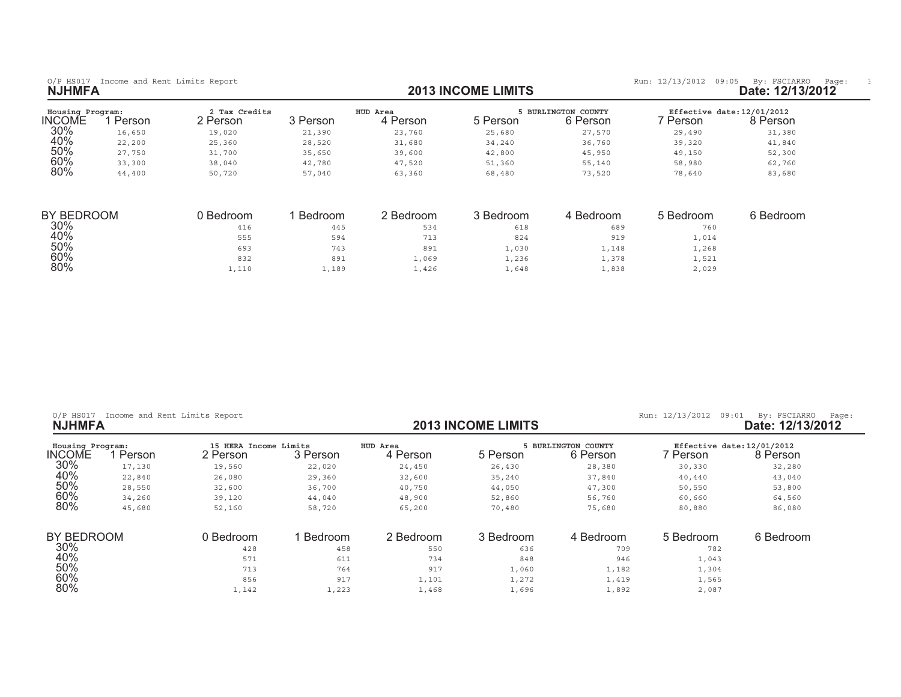O/P HS017 Income and Rent Limits Report

Run: 12/13/2012 09:05 By: FSCIARRO Page: 3

**NJHMFA**

## 2013 INCOME LIMITS

**Date: 12/13/2012**

Housing Program: 2 Tax Credits — HUD Area: 5 BURLINGTON COUNTY — Effective date: 12/01/2012

| INCOME | 1 Person | 2 Person | 3 Person | 4 Person | 5 Person | 6 Person | 7 Person | 8 Person |
|---|---|---|---|---|---|---|---|---|
| 30% | 16,650 | 19,020 | 21,390 | 23,760 | 25,680 | 27,570 | 29,490 | 31,380 |
| 40% | 22,200 | 25,360 | 28,520 | 31,680 | 34,240 | 36,760 | 39,320 | 41,840 |
| 50% | 27,750 | 31,700 | 35,650 | 39,600 | 42,800 | 45,950 | 49,150 | 52,300 |
| 60% | 33,300 | 38,040 | 42,780 | 47,520 | 51,360 | 55,140 | 58,980 | 62,760 |
| 80% | 44,400 | 50,720 | 57,040 | 63,360 | 68,480 | 73,520 | 78,640 | 83,680 |

| BY BEDROOM | 0 Bedroom | 1 Bedroom | 2 Bedroom | 3 Bedroom | 4 Bedroom | 5 Bedroom | 6 Bedroom |
|---|---|---|---|---|---|---|---|
| 30% | 416 | 445 | 534 | 618 | 689 | 760 | |
| 40% | 555 | 594 | 713 | 824 | 919 | 1,014 | |
| 50% | 693 | 743 | 891 | 1,030 | 1,148 | 1,268 | |
| 60% | 832 | 891 | 1,069 | 1,236 | 1,378 | 1,521 | |
| 80% | 1,110 | 1,189 | 1,426 | 1,648 | 1,838 | 2,029 | |

O/P HS017 Income and Rent Limits Report

Run: 12/13/2012 09:01 By: FSCIARRO Page:

**NJHMFA**

## 2013 INCOME LIMITS

**Date: 12/13/2012**

Housing Program: 15 HERA Income Limits — HUD Area: 5 BURLINGTON COUNTY — Effective date: 12/01/2012

| INCOME | 1 Person | 2 Person | 3 Person | 4 Person | 5 Person | 6 Person | 7 Person | 8 Person |
|---|---|---|---|---|---|---|---|---|
| 30% | 17,130 | 19,560 | 22,020 | 24,450 | 26,430 | 28,380 | 30,330 | 32,280 |
| 40% | 22,840 | 26,080 | 29,360 | 32,600 | 35,240 | 37,840 | 40,440 | 43,040 |
| 50% | 28,550 | 32,600 | 36,700 | 40,750 | 44,050 | 47,300 | 50,550 | 53,800 |
| 60% | 34,260 | 39,120 | 44,040 | 48,900 | 52,860 | 56,760 | 60,660 | 64,560 |
| 80% | 45,680 | 52,160 | 58,720 | 65,200 | 70,480 | 75,680 | 80,880 | 86,080 |

| BY BEDROOM | 0 Bedroom | 1 Bedroom | 2 Bedroom | 3 Bedroom | 4 Bedroom | 5 Bedroom | 6 Bedroom |
|---|---|---|---|---|---|---|---|
| 30% | 428 | 458 | 550 | 636 | 709 | 782 | |
| 40% | 571 | 611 | 734 | 848 | 946 | 1,043 | |
| 50% | 713 | 764 | 917 | 1,060 | 1,182 | 1,304 | |
| 60% | 856 | 917 | 1,101 | 1,272 | 1,419 | 1,565 | |
| 80% | 1,142 | 1,223 | 1,468 | 1,696 | 1,892 | 2,087 | |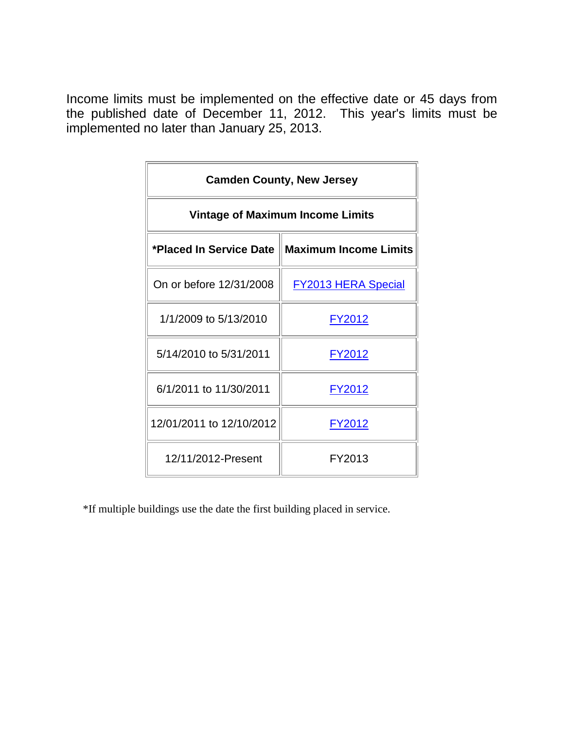Income limits must be implemented on the effective date or 45 days from the published date of December 11, 2012. This year's limits must be implemented no later than January 25, 2013.

| Camden County, New Jersey | |
|---|---|
| **Vintage of Maximum Income Limits** | |
| ***Placed In Service Date** | **Maximum Income Limits** |
| On or before 12/31/2008 | FY2013 HERA Special |
| 1/1/2009 to 5/13/2010 | FY2012 |
| 5/14/2010 to 5/31/2011 | FY2012 |
| 6/1/2011 to 11/30/2011 | FY2012 |
| 12/01/2011 to 12/10/2012 | FY2012 |
| 12/11/2012-Present | FY2013 |

*If multiple buildings use the date the first building placed in service.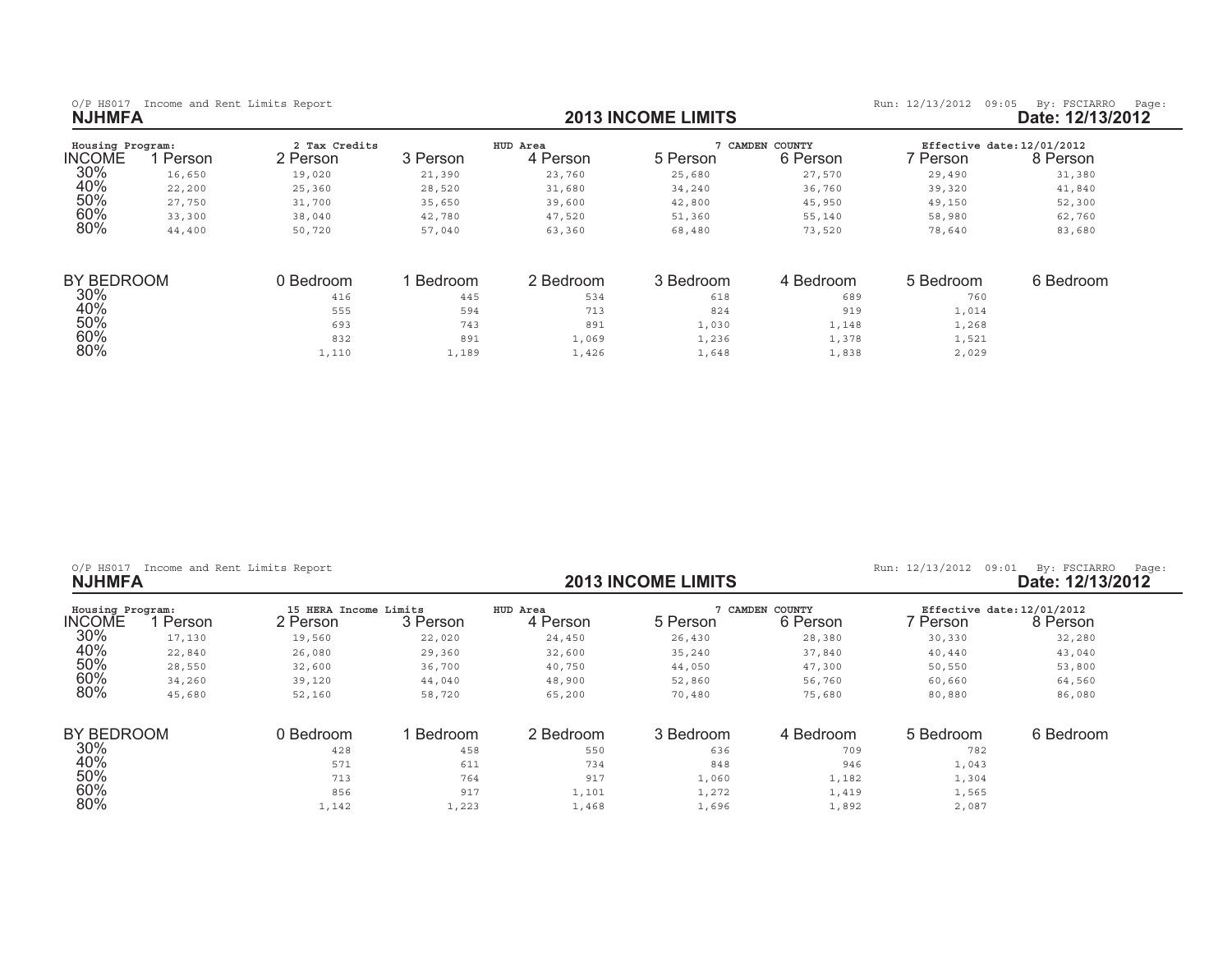O/P HS017 Income and Rent Limits Report

Run: 12/13/2012 09:05 By: FSCIARRO Page:

**NJHMFA**

**2013 INCOME LIMITS**

**Date: 12/13/2012**

Housing Program: 2 Tax Credits — HUD Area 7 CAMDEN COUNTY — Effective date: 12/01/2012

| INCOME | 1 Person | 2 Person | 3 Person | 4 Person | 5 Person | 6 Person | 7 Person | 8 Person |
|---|---|---|---|---|---|---|---|---|
| 30% | 16,650 | 19,020 | 21,390 | 23,760 | 25,680 | 27,570 | 29,490 | 31,380 |
| 40% | 22,200 | 25,360 | 28,520 | 31,680 | 34,240 | 36,760 | 39,320 | 41,840 |
| 50% | 27,750 | 31,700 | 35,650 | 39,600 | 42,800 | 45,950 | 49,150 | 52,300 |
| 60% | 33,300 | 38,040 | 42,780 | 47,520 | 51,360 | 55,140 | 58,980 | 62,760 |
| 80% | 44,400 | 50,720 | 57,040 | 63,360 | 68,480 | 73,520 | 78,640 | 83,680 |

| BY BEDROOM | 0 Bedroom | 1 Bedroom | 2 Bedroom | 3 Bedroom | 4 Bedroom | 5 Bedroom | 6 Bedroom |
|---|---|---|---|---|---|---|---|
| 30% | 416 | 445 | 534 | 618 | 689 | 760 | |
| 40% | 555 | 594 | 713 | 824 | 919 | 1,014 | |
| 50% | 693 | 743 | 891 | 1,030 | 1,148 | 1,268 | |
| 60% | 832 | 891 | 1,069 | 1,236 | 1,378 | 1,521 | |
| 80% | 1,110 | 1,189 | 1,426 | 1,648 | 1,838 | 2,029 | |

O/P HS017 Income and Rent Limits Report

Run: 12/13/2012 09:01 By: FSCIARRO Page:

**NJHMFA**

**2013 INCOME LIMITS**

**Date: 12/13/2012**

Housing Program: 15 HERA Income Limits — HUD Area 7 CAMDEN COUNTY — Effective date: 12/01/2012

| INCOME | 1 Person | 2 Person | 3 Person | 4 Person | 5 Person | 6 Person | 7 Person | 8 Person |
|---|---|---|---|---|---|---|---|---|
| 30% | 17,130 | 19,560 | 22,020 | 24,450 | 26,430 | 28,380 | 30,330 | 32,280 |
| 40% | 22,840 | 26,080 | 29,360 | 32,600 | 35,240 | 37,840 | 40,440 | 43,040 |
| 50% | 28,550 | 32,600 | 36,700 | 40,750 | 44,050 | 47,300 | 50,550 | 53,800 |
| 60% | 34,260 | 39,120 | 44,040 | 48,900 | 52,860 | 56,760 | 60,660 | 64,560 |
| 80% | 45,680 | 52,160 | 58,720 | 65,200 | 70,480 | 75,680 | 80,880 | 86,080 |

| BY BEDROOM | 0 Bedroom | 1 Bedroom | 2 Bedroom | 3 Bedroom | 4 Bedroom | 5 Bedroom | 6 Bedroom |
|---|---|---|---|---|---|---|---|
| 30% | 428 | 458 | 550 | 636 | 709 | 782 | |
| 40% | 571 | 611 | 734 | 848 | 946 | 1,043 | |
| 50% | 713 | 764 | 917 | 1,060 | 1,182 | 1,304 | |
| 60% | 856 | 917 | 1,101 | 1,272 | 1,419 | 1,565 | |
| 80% | 1,142 | 1,223 | 1,468 | 1,696 | 1,892 | 2,087 | |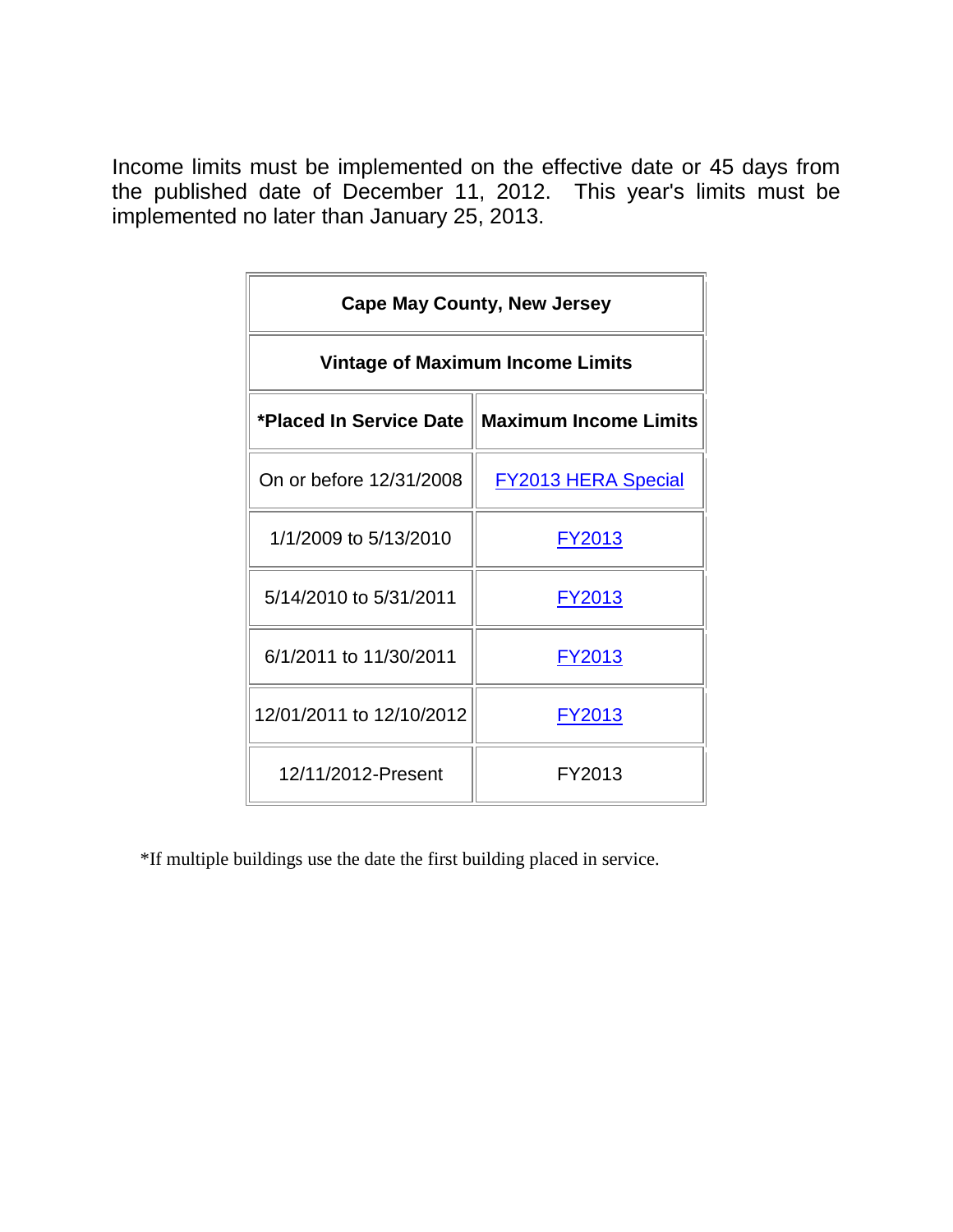Income limits must be implemented on the effective date or 45 days from the published date of December 11, 2012. This year's limits must be implemented no later than January 25, 2013.

| Cape May County, New Jersey | |
|---|---|
| **Vintage of Maximum Income Limits** | |
| ***Placed In Service Date** | **Maximum Income Limits** |
| On or before 12/31/2008 | FY2013 HERA Special |
| 1/1/2009 to 5/13/2010 | FY2013 |
| 5/14/2010 to 5/31/2011 | FY2013 |
| 6/1/2011 to 11/30/2011 | FY2013 |
| 12/01/2011 to 12/10/2012 | FY2013 |
| 12/11/2012-Present | FY2013 |

*If multiple buildings use the date the first building placed in service.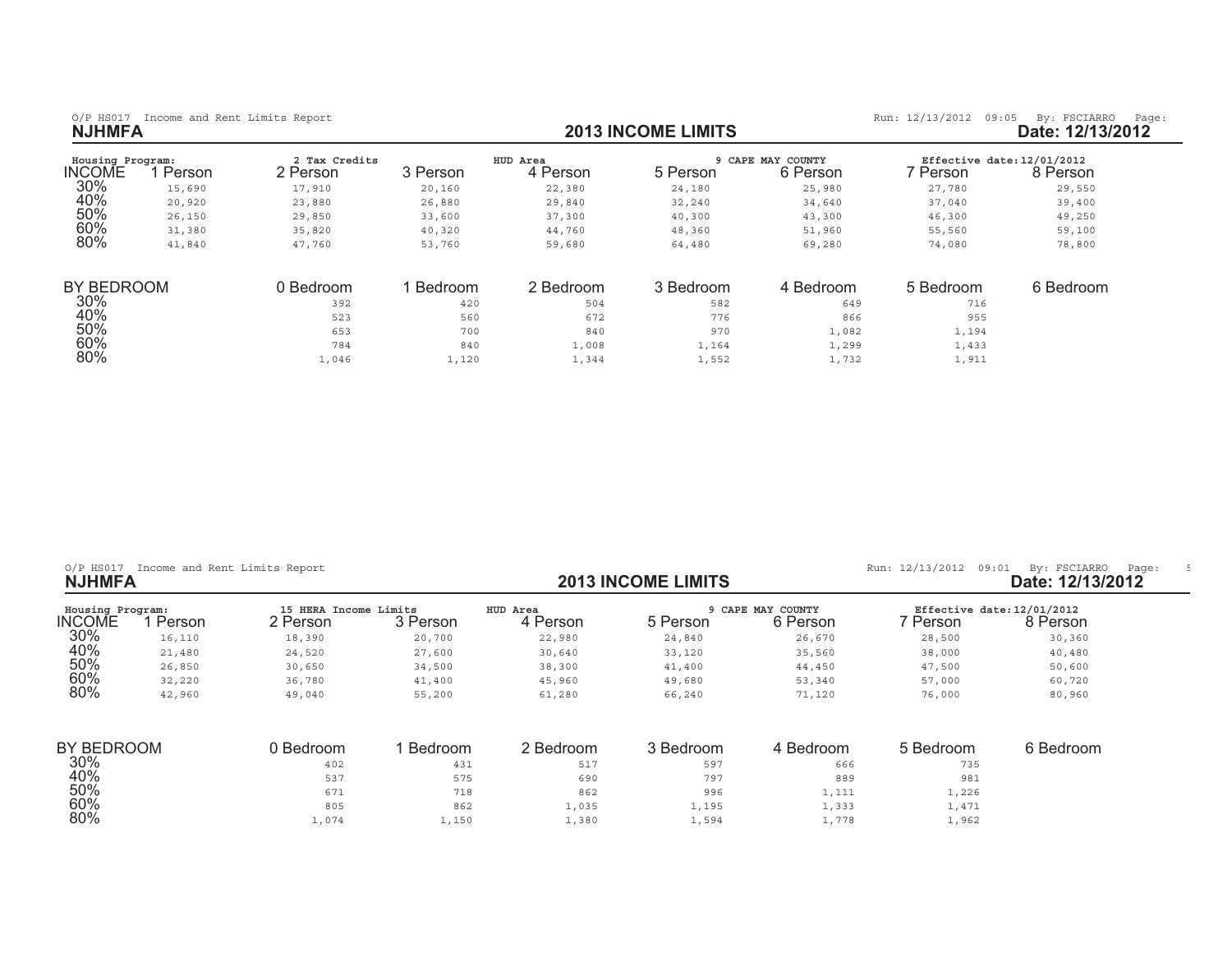O/P HS017 Income and Rent Limits Report

Run: 12/13/2012 09:05 By: FSCIARRO Page:

## NJHMFA

## 2013 INCOME LIMITS

Date: 12/13/2012

Housing Program: 2 Tax Credits | HUD Area: 9 CAPE MAY COUNTY | Effective date: 12/01/2012

| INCOME | 1 Person | 2 Person | 3 Person | 4 Person | 5 Person | 6 Person | 7 Person | 8 Person |
|---|---|---|---|---|---|---|---|---|
| 30% | 15,690 | 17,910 | 20,160 | 22,380 | 24,180 | 25,980 | 27,780 | 29,550 |
| 40% | 20,920 | 23,880 | 26,880 | 29,840 | 32,240 | 34,640 | 37,040 | 39,400 |
| 50% | 26,150 | 29,850 | 33,600 | 37,300 | 40,300 | 43,300 | 46,300 | 49,250 |
| 60% | 31,380 | 35,820 | 40,320 | 44,760 | 48,360 | 51,960 | 55,560 | 59,100 |
| 80% | 41,840 | 47,760 | 53,760 | 59,680 | 64,480 | 69,280 | 74,080 | 78,800 |

| BY BEDROOM | 0 Bedroom | 1 Bedroom | 2 Bedroom | 3 Bedroom | 4 Bedroom | 5 Bedroom | 6 Bedroom |
|---|---|---|---|---|---|---|---|
| 30% | 392 | 420 | 504 | 582 | 649 | 716 | |
| 40% | 523 | 560 | 672 | 776 | 866 | 955 | |
| 50% | 653 | 700 | 840 | 970 | 1,082 | 1,194 | |
| 60% | 784 | 840 | 1,008 | 1,164 | 1,299 | 1,433 | |
| 80% | 1,046 | 1,120 | 1,344 | 1,552 | 1,732 | 1,911 | |

O/P HS017 Income and Rent Limits Report

Run: 12/13/2012 09:01 By: FSCIARRO Page: 5

## NJHMFA

## 2013 INCOME LIMITS

Date: 12/13/2012

Housing Program: 15 HERA Income Limits | HUD Area: 9 CAPE MAY COUNTY | Effective date: 12/01/2012

| INCOME | 1 Person | 2 Person | 3 Person | 4 Person | 5 Person | 6 Person | 7 Person | 8 Person |
|---|---|---|---|---|---|---|---|---|
| 30% | 16,110 | 18,390 | 20,700 | 22,980 | 24,840 | 26,670 | 28,500 | 30,360 |
| 40% | 21,480 | 24,520 | 27,600 | 30,640 | 33,120 | 35,560 | 38,000 | 40,480 |
| 50% | 26,850 | 30,650 | 34,500 | 38,300 | 41,400 | 44,450 | 47,500 | 50,600 |
| 60% | 32,220 | 36,780 | 41,400 | 45,960 | 49,680 | 53,340 | 57,000 | 60,720 |
| 80% | 42,960 | 49,040 | 55,200 | 61,280 | 66,240 | 71,120 | 76,000 | 80,960 |

| BY BEDROOM | 0 Bedroom | 1 Bedroom | 2 Bedroom | 3 Bedroom | 4 Bedroom | 5 Bedroom | 6 Bedroom |
|---|---|---|---|---|---|---|---|
| 30% | 402 | 431 | 517 | 597 | 666 | 735 | |
| 40% | 537 | 575 | 690 | 797 | 889 | 981 | |
| 50% | 671 | 718 | 862 | 996 | 1,111 | 1,226 | |
| 60% | 805 | 862 | 1,035 | 1,195 | 1,333 | 1,471 | |
| 80% | 1,074 | 1,150 | 1,380 | 1,594 | 1,778 | 1,962 | |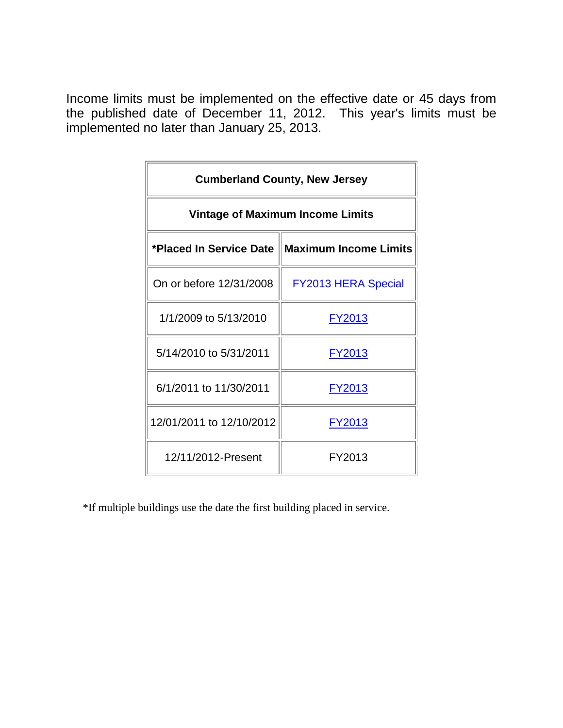Income limits must be implemented on the effective date or 45 days from the published date of December 11, 2012. This year's limits must be implemented no later than January 25, 2013.

| Cumberland County, New Jersey | |
|---|---|
| **Vintage of Maximum Income Limits** | |
| ***Placed In Service Date** | **Maximum Income Limits** |
| On or before 12/31/2008 | FY2013 HERA Special |
| 1/1/2009 to 5/13/2010 | FY2013 |
| 5/14/2010 to 5/31/2011 | FY2013 |
| 6/1/2011 to 11/30/2011 | FY2013 |
| 12/01/2011 to 12/10/2012 | FY2013 |
| 12/11/2012-Present | FY2013 |

*If multiple buildings use the date the first building placed in service.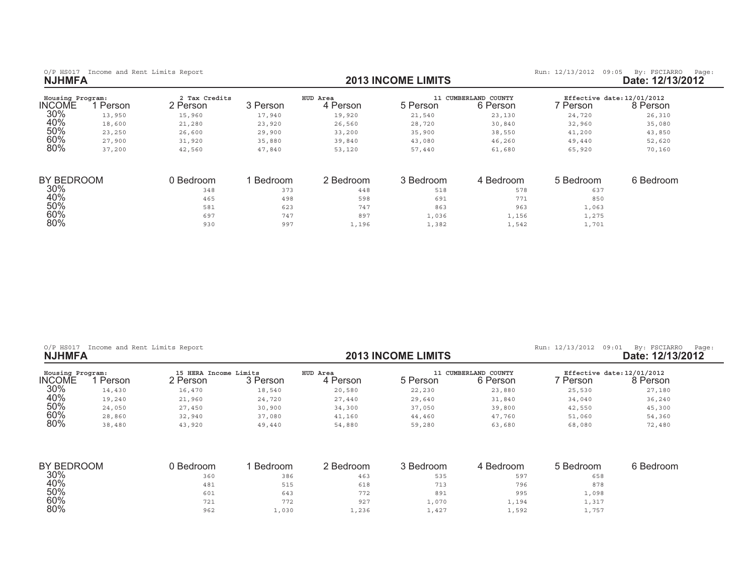O/P HS017 Income and Rent Limits Report

Run: 12/13/2012 09:05 By: FSCIARRO Page:

**NJHMFA**

## 2013 INCOME LIMITS

**Date: 12/13/2012**

Housing Program: 2 Tax Credits — HUD Area 11 CUMBERLAND COUNTY — Effective date: 12/01/2012

| INCOME | 1 Person | 2 Person | 3 Person | 4 Person | 5 Person | 6 Person | 7 Person | 8 Person |
|---|---|---|---|---|---|---|---|---|
| 30% | 13,950 | 15,960 | 17,940 | 19,920 | 21,540 | 23,130 | 24,720 | 26,310 |
| 40% | 18,600 | 21,280 | 23,920 | 26,560 | 28,720 | 30,840 | 32,960 | 35,080 |
| 50% | 23,250 | 26,600 | 29,900 | 33,200 | 35,900 | 38,550 | 41,200 | 43,850 |
| 60% | 27,900 | 31,920 | 35,880 | 39,840 | 43,080 | 46,260 | 49,440 | 52,620 |
| 80% | 37,200 | 42,560 | 47,840 | 53,120 | 57,440 | 61,680 | 65,920 | 70,160 |

| BY BEDROOM | 0 Bedroom | 1 Bedroom | 2 Bedroom | 3 Bedroom | 4 Bedroom | 5 Bedroom | 6 Bedroom |
|---|---|---|---|---|---|---|---|
| 30% | 348 | 373 | 448 | 518 | 578 | 637 | |
| 40% | 465 | 498 | 598 | 691 | 771 | 850 | |
| 50% | 581 | 623 | 747 | 863 | 963 | 1,063 | |
| 60% | 697 | 747 | 897 | 1,036 | 1,156 | 1,275 | |
| 80% | 930 | 997 | 1,196 | 1,382 | 1,542 | 1,701 | |

O/P HS017 Income and Rent Limits Report

Run: 12/13/2012 09:01 By: FSCIARRO Page:

**NJHMFA**

## 2013 INCOME LIMITS

**Date: 12/13/2012**

Housing Program: 15 HERA Income Limits — HUD Area 11 CUMBERLAND COUNTY — Effective date: 12/01/2012

| INCOME | 1 Person | 2 Person | 3 Person | 4 Person | 5 Person | 6 Person | 7 Person | 8 Person |
|---|---|---|---|---|---|---|---|---|
| 30% | 14,430 | 16,470 | 18,540 | 20,580 | 22,230 | 23,880 | 25,530 | 27,180 |
| 40% | 19,240 | 21,960 | 24,720 | 27,440 | 29,640 | 31,840 | 34,040 | 36,240 |
| 50% | 24,050 | 27,450 | 30,900 | 34,300 | 37,050 | 39,800 | 42,550 | 45,300 |
| 60% | 28,860 | 32,940 | 37,080 | 41,160 | 44,460 | 47,760 | 51,060 | 54,360 |
| 80% | 38,480 | 43,920 | 49,440 | 54,880 | 59,280 | 63,680 | 68,080 | 72,480 |

| BY BEDROOM | 0 Bedroom | 1 Bedroom | 2 Bedroom | 3 Bedroom | 4 Bedroom | 5 Bedroom | 6 Bedroom |
|---|---|---|---|---|---|---|---|
| 30% | 360 | 386 | 463 | 535 | 597 | 658 | |
| 40% | 481 | 515 | 618 | 713 | 796 | 878 | |
| 50% | 601 | 643 | 772 | 891 | 995 | 1,098 | |
| 60% | 721 | 772 | 927 | 1,070 | 1,194 | 1,317 | |
| 80% | 962 | 1,030 | 1,236 | 1,427 | 1,592 | 1,757 | |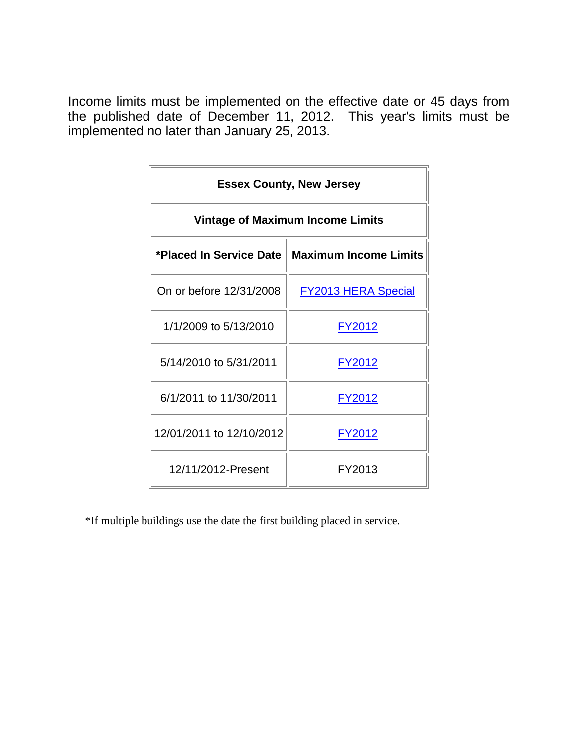Income limits must be implemented on the effective date or 45 days from the published date of December 11, 2012. This year's limits must be implemented no later than January 25, 2013.

| Essex County, New Jersey | |
|---|---|
| **Vintage of Maximum Income Limits** | |
| ***Placed In Service Date** | **Maximum Income Limits** |
| On or before 12/31/2008 | FY2013 HERA Special |
| 1/1/2009 to 5/13/2010 | FY2012 |
| 5/14/2010 to 5/31/2011 | FY2012 |
| 6/1/2011 to 11/30/2011 | FY2012 |
| 12/01/2011 to 12/10/2012 | FY2012 |
| 12/11/2012-Present | FY2013 |

*If multiple buildings use the date the first building placed in service.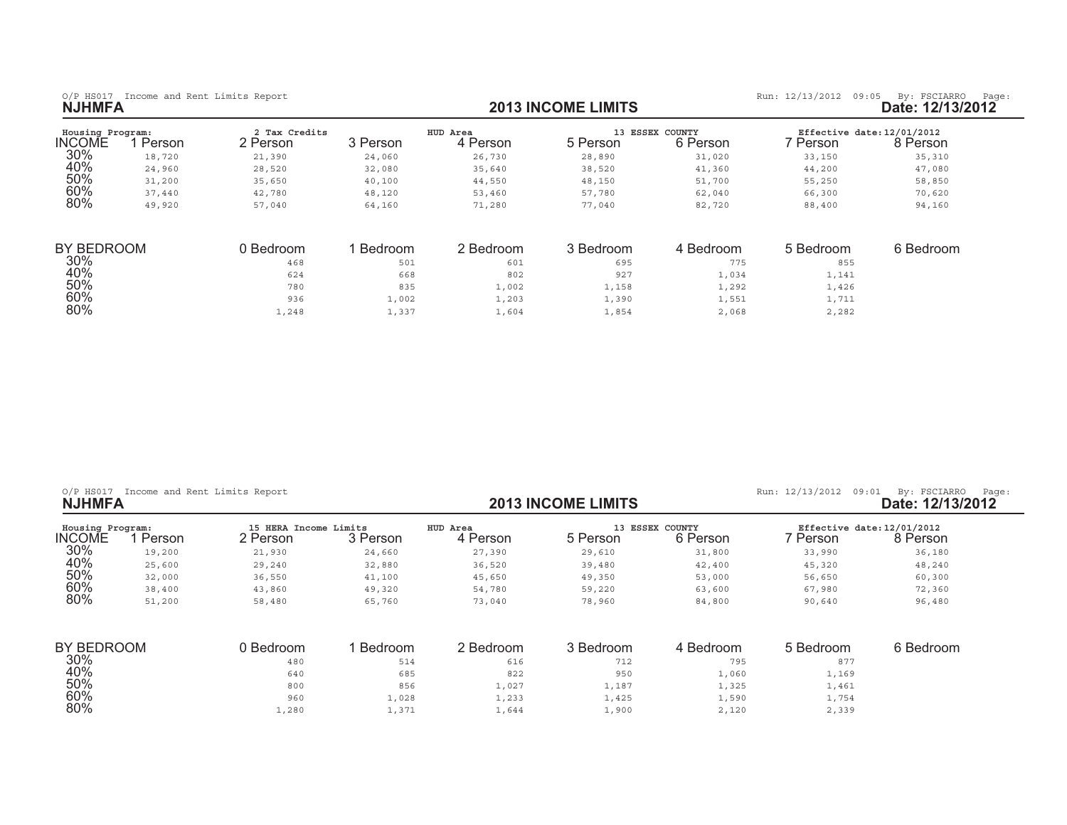O/P HS017 Income and Rent Limits Report

Run: 12/13/2012 09:05 By: FSCIARRO Page:

**NJHMFA**

## 2013 INCOME LIMITS

**Date: 12/13/2012**

Housing Program: 2 Tax Credits | HUD Area 13 ESSEX COUNTY | Effective date: 12/01/2012

| INCOME | 1 Person | 2 Person | 3 Person | 4 Person | 5 Person | 6 Person | 7 Person | 8 Person |
|---|---|---|---|---|---|---|---|---|
| 30% | 18,720 | 21,390 | 24,060 | 26,730 | 28,890 | 31,020 | 33,150 | 35,310 |
| 40% | 24,960 | 28,520 | 32,080 | 35,640 | 38,520 | 41,360 | 44,200 | 47,080 |
| 50% | 31,200 | 35,650 | 40,100 | 44,550 | 48,150 | 51,700 | 55,250 | 58,850 |
| 60% | 37,440 | 42,780 | 48,120 | 53,460 | 57,780 | 62,040 | 66,300 | 70,620 |
| 80% | 49,920 | 57,040 | 64,160 | 71,280 | 77,040 | 82,720 | 88,400 | 94,160 |

| BY BEDROOM | 0 Bedroom | 1 Bedroom | 2 Bedroom | 3 Bedroom | 4 Bedroom | 5 Bedroom | 6 Bedroom |
|---|---|---|---|---|---|---|---|
| 30% | 468 | 501 | 601 | 695 | 775 | 855 | |
| 40% | 624 | 668 | 802 | 927 | 1,034 | 1,141 | |
| 50% | 780 | 835 | 1,002 | 1,158 | 1,292 | 1,426 | |
| 60% | 936 | 1,002 | 1,203 | 1,390 | 1,551 | 1,711 | |
| 80% | 1,248 | 1,337 | 1,604 | 1,854 | 2,068 | 2,282 | |

O/P HS017 Income and Rent Limits Report

Run: 12/13/2012 09:01 By: FSCIARRO Page:

**NJHMFA**

## 2013 INCOME LIMITS

**Date: 12/13/2012**

Housing Program: 15 HERA Income Limits | HUD Area 13 ESSEX COUNTY | Effective date: 12/01/2012

| INCOME | 1 Person | 2 Person | 3 Person | 4 Person | 5 Person | 6 Person | 7 Person | 8 Person |
|---|---|---|---|---|---|---|---|---|
| 30% | 19,200 | 21,930 | 24,660 | 27,390 | 29,610 | 31,800 | 33,990 | 36,180 |
| 40% | 25,600 | 29,240 | 32,880 | 36,520 | 39,480 | 42,400 | 45,320 | 48,240 |
| 50% | 32,000 | 36,550 | 41,100 | 45,650 | 49,350 | 53,000 | 56,650 | 60,300 |
| 60% | 38,400 | 43,860 | 49,320 | 54,780 | 59,220 | 63,600 | 67,980 | 72,360 |
| 80% | 51,200 | 58,480 | 65,760 | 73,040 | 78,960 | 84,800 | 90,640 | 96,480 |

| BY BEDROOM | 0 Bedroom | 1 Bedroom | 2 Bedroom | 3 Bedroom | 4 Bedroom | 5 Bedroom | 6 Bedroom |
|---|---|---|---|---|---|---|---|
| 30% | 480 | 514 | 616 | 712 | 795 | 877 | |
| 40% | 640 | 685 | 822 | 950 | 1,060 | 1,169 | |
| 50% | 800 | 856 | 1,027 | 1,187 | 1,325 | 1,461 | |
| 60% | 960 | 1,028 | 1,233 | 1,425 | 1,590 | 1,754 | |
| 80% | 1,280 | 1,371 | 1,644 | 1,900 | 2,120 | 2,339 | |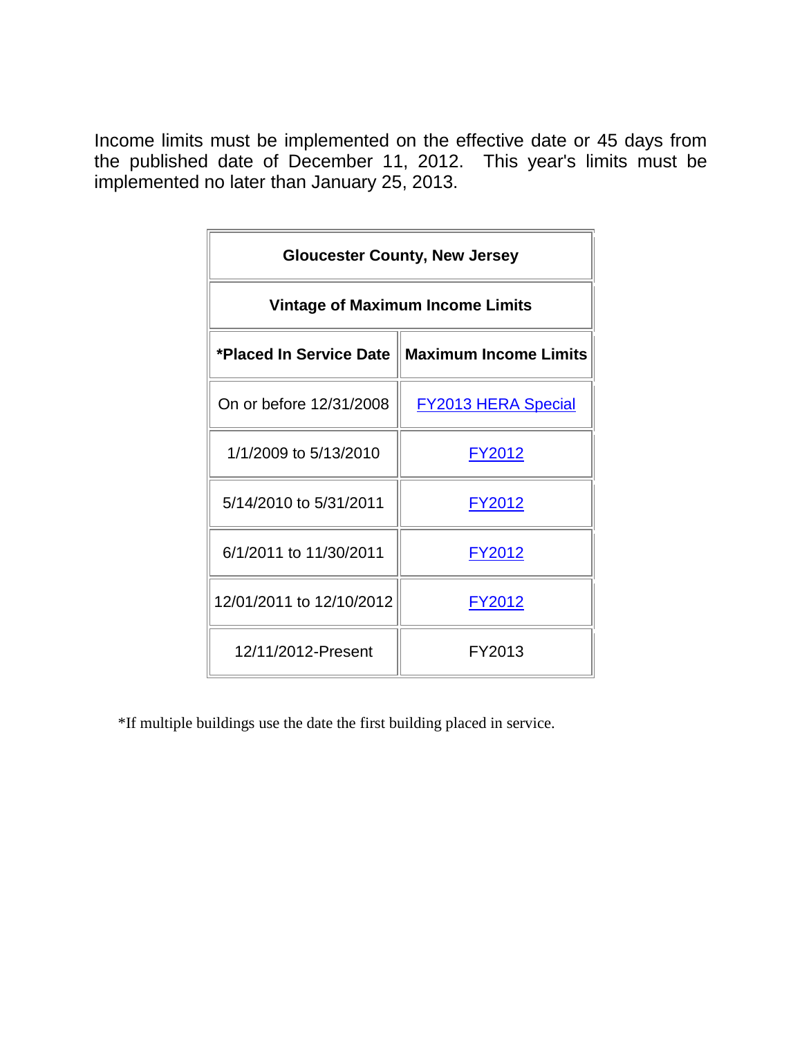Income limits must be implemented on the effective date or 45 days from the published date of December 11, 2012. This year's limits must be implemented no later than January 25, 2013.

| **Gloucester County, New Jersey** | |
|---|---|
| **Vintage of Maximum Income Limits** | |
| ***Placed In Service Date** | **Maximum Income Limits** |
| On or before 12/31/2008 | FY2013 HERA Special |
| 1/1/2009 to 5/13/2010 | FY2012 |
| 5/14/2010 to 5/31/2011 | FY2012 |
| 6/1/2011 to 11/30/2011 | FY2012 |
| 12/01/2011 to 12/10/2012 | FY2012 |
| 12/11/2012-Present | FY2013 |

*If multiple buildings use the date the first building placed in service.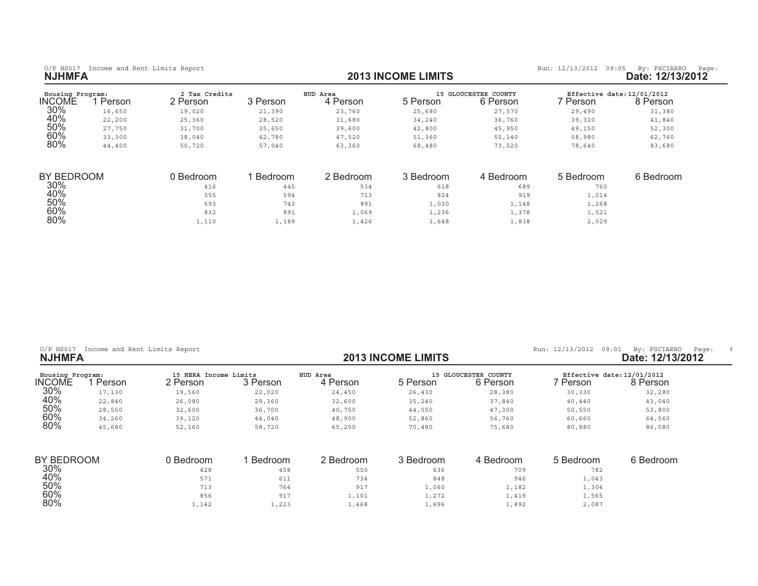O/P HS017 Income and Rent Limits Report

**NJHMFA**

## 2013 INCOME LIMITS

Run: 12/13/2012 09:05 By: FSCIARRO Page:

**Date: 12/13/2012**

Housing Program: 2 Tax Credits | HUD Area 15 GLOUCESTER COUNTY | Effective date: 12/01/2012

| INCOME | 1 Person | 2 Person | 3 Person | 4 Person | 5 Person | 6 Person | 7 Person | 8 Person |
|---|---|---|---|---|---|---|---|---|
| 30% | 16,650 | 19,020 | 21,390 | 23,760 | 25,680 | 27,570 | 29,490 | 31,380 |
| 40% | 22,200 | 25,360 | 28,520 | 31,680 | 34,240 | 36,760 | 39,320 | 41,840 |
| 50% | 27,750 | 31,700 | 35,650 | 39,600 | 42,800 | 45,950 | 49,150 | 52,300 |
| 60% | 33,300 | 38,040 | 42,780 | 47,520 | 51,360 | 55,140 | 58,980 | 62,760 |
| 80% | 44,400 | 50,720 | 57,040 | 63,360 | 68,480 | 73,520 | 78,640 | 83,680 |

| BY BEDROOM | 0 Bedroom | 1 Bedroom | 2 Bedroom | 3 Bedroom | 4 Bedroom | 5 Bedroom | 6 Bedroom |
|---|---|---|---|---|---|---|---|
| 30% | 416 | 445 | 534 | 618 | 689 | 760 | |
| 40% | 555 | 594 | 713 | 824 | 919 | 1,014 | |
| 50% | 693 | 743 | 891 | 1,030 | 1,148 | 1,268 | |
| 60% | 832 | 891 | 1,069 | 1,236 | 1,378 | 1,521 | |
| 80% | 1,110 | 1,189 | 1,426 | 1,648 | 1,838 | 2,029 | |

O/P HS017 Income and Rent Limits Report

**NJHMFA**

## 2013 INCOME LIMITS

Run: 12/13/2012 09:01 By: FSCIARRO Page: 8

**Date: 12/13/2012**

Housing Program: 15 HERA Income Limits | HUD Area 15 GLOUCESTER COUNTY | Effective date: 12/01/2012

| INCOME | 1 Person | 2 Person | 3 Person | 4 Person | 5 Person | 6 Person | 7 Person | 8 Person |
|---|---|---|---|---|---|---|---|---|
| 30% | 17,130 | 19,560 | 22,020 | 24,450 | 26,430 | 28,380 | 30,330 | 32,280 |
| 40% | 22,840 | 26,080 | 29,360 | 32,600 | 35,240 | 37,840 | 40,440 | 43,040 |
| 50% | 28,550 | 32,600 | 36,700 | 40,750 | 44,050 | 47,300 | 50,550 | 53,800 |
| 60% | 34,260 | 39,120 | 44,040 | 48,900 | 52,860 | 56,760 | 60,660 | 64,560 |
| 80% | 45,680 | 52,160 | 58,720 | 65,200 | 70,480 | 75,680 | 80,880 | 86,080 |

| BY BEDROOM | 0 Bedroom | 1 Bedroom | 2 Bedroom | 3 Bedroom | 4 Bedroom | 5 Bedroom | 6 Bedroom |
|---|---|---|---|---|---|---|---|
| 30% | 428 | 458 | 550 | 636 | 709 | 782 | |
| 40% | 571 | 611 | 734 | 848 | 946 | 1,043 | |
| 50% | 713 | 764 | 917 | 1,060 | 1,182 | 1,304 | |
| 60% | 856 | 917 | 1,101 | 1,272 | 1,419 | 1,565 | |
| 80% | 1,142 | 1,223 | 1,468 | 1,696 | 1,892 | 2,087 | |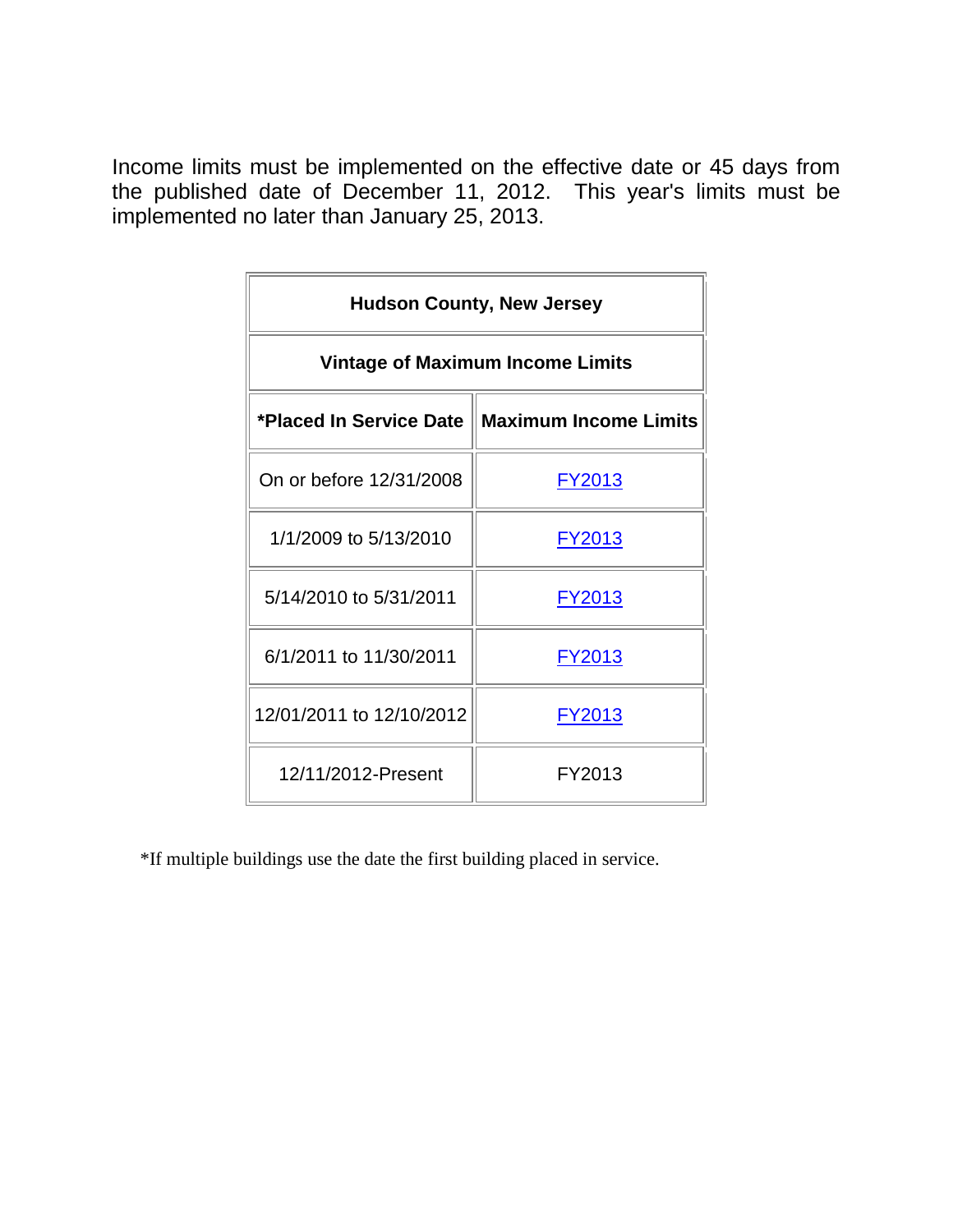Income limits must be implemented on the effective date or 45 days from the published date of December 11, 2012. This year's limits must be implemented no later than January 25, 2013.

| Hudson County, New Jersey | |
|---|---|
| **Vintage of Maximum Income Limits** | |
| **\*Placed In Service Date** | **Maximum Income Limits** |
| On or before 12/31/2008 | FY2013 |
| 1/1/2009 to 5/13/2010 | FY2013 |
| 5/14/2010 to 5/31/2011 | FY2013 |
| 6/1/2011 to 11/30/2011 | FY2013 |
| 12/01/2011 to 12/10/2012 | FY2013 |
| 12/11/2012-Present | FY2013 |

*If multiple buildings use the date the first building placed in service.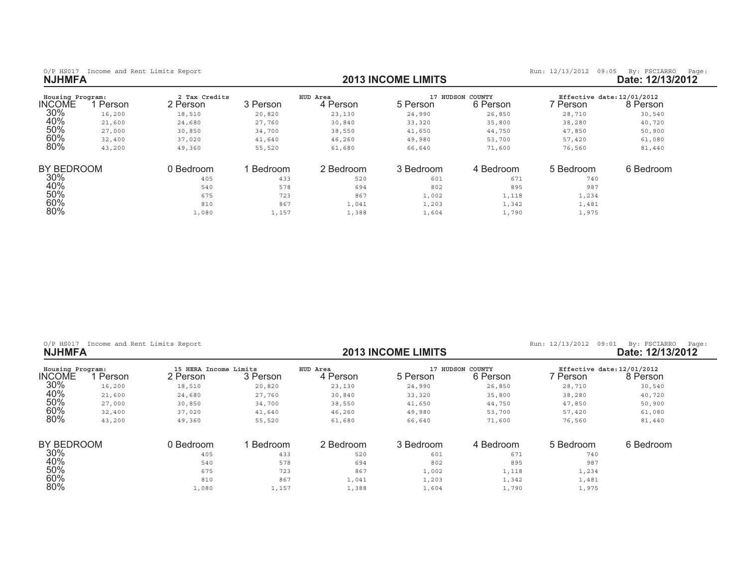O/P HS017 Income and Rent Limits Report

Run: 12/13/2012 09:05 By: FSCIARRO Page:

**NJHMFA**

## 2013 INCOME LIMITS

**Date: 12/13/2012**

Housing Program: 2 Tax Credits | HUD Area: 17 HUDSON COUNTY | Effective date: 12/01/2012

| INCOME | 1 Person | 2 Person | 3 Person | 4 Person | 5 Person | 6 Person | 7 Person | 8 Person |
|---|---|---|---|---|---|---|---|---|
| 30% | 16,200 | 18,510 | 20,820 | 23,130 | 24,990 | 26,850 | 28,710 | 30,540 |
| 40% | 21,600 | 24,680 | 27,760 | 30,840 | 33,320 | 35,800 | 38,280 | 40,720 |
| 50% | 27,000 | 30,850 | 34,700 | 38,550 | 41,650 | 44,750 | 47,850 | 50,900 |
| 60% | 32,400 | 37,020 | 41,640 | 46,260 | 49,980 | 53,700 | 57,420 | 61,080 |
| 80% | 43,200 | 49,360 | 55,520 | 61,680 | 66,640 | 71,600 | 76,560 | 81,440 |

| BY BEDROOM | 0 Bedroom | 1 Bedroom | 2 Bedroom | 3 Bedroom | 4 Bedroom | 5 Bedroom | 6 Bedroom |
|---|---|---|---|---|---|---|---|
| 30% | 405 | 433 | 520 | 601 | 671 | 740 | |
| 40% | 540 | 578 | 694 | 802 | 895 | 987 | |
| 50% | 675 | 723 | 867 | 1,002 | 1,118 | 1,234 | |
| 60% | 810 | 867 | 1,041 | 1,203 | 1,342 | 1,481 | |
| 80% | 1,080 | 1,157 | 1,388 | 1,604 | 1,790 | 1,975 | |

O/P HS017 Income and Rent Limits Report

Run: 12/13/2012 09:01 By: FSCIARRO Page:

**NJHMFA**

## 2013 INCOME LIMITS

**Date: 12/13/2012**

Housing Program: 15 HERA Income Limits | HUD Area: 17 HUDSON COUNTY | Effective date: 12/01/2012

| INCOME | 1 Person | 2 Person | 3 Person | 4 Person | 5 Person | 6 Person | 7 Person | 8 Person |
|---|---|---|---|---|---|---|---|---|
| 30% | 16,200 | 18,510 | 20,820 | 23,130 | 24,990 | 26,850 | 28,710 | 30,540 |
| 40% | 21,600 | 24,680 | 27,760 | 30,840 | 33,320 | 35,800 | 38,280 | 40,720 |
| 50% | 27,000 | 30,850 | 34,700 | 38,550 | 41,650 | 44,750 | 47,850 | 50,900 |
| 60% | 32,400 | 37,020 | 41,640 | 46,260 | 49,980 | 53,700 | 57,420 | 61,080 |
| 80% | 43,200 | 49,360 | 55,520 | 61,680 | 66,640 | 71,600 | 76,560 | 81,440 |

| BY BEDROOM | 0 Bedroom | 1 Bedroom | 2 Bedroom | 3 Bedroom | 4 Bedroom | 5 Bedroom | 6 Bedroom |
|---|---|---|---|---|---|---|---|
| 30% | 405 | 433 | 520 | 601 | 671 | 740 | |
| 40% | 540 | 578 | 694 | 802 | 895 | 987 | |
| 50% | 675 | 723 | 867 | 1,002 | 1,118 | 1,234 | |
| 60% | 810 | 867 | 1,041 | 1,203 | 1,342 | 1,481 | |
| 80% | 1,080 | 1,157 | 1,388 | 1,604 | 1,790 | 1,975 | |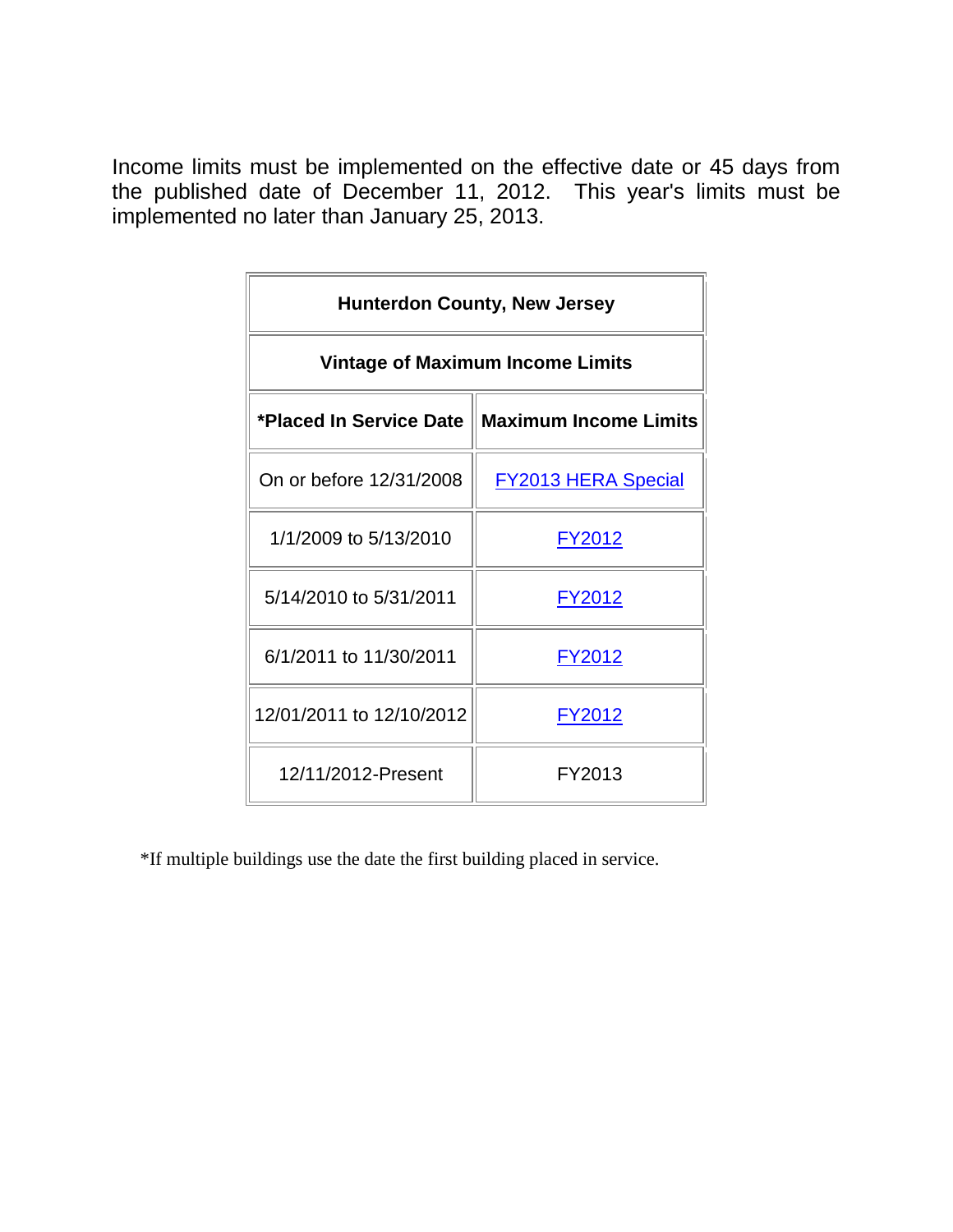Income limits must be implemented on the effective date or 45 days from the published date of December 11, 2012. This year's limits must be implemented no later than January 25, 2013.

| Hunterdon County, New Jersey | |
|---|---|
| **Vintage of Maximum Income Limits** | |
| ***Placed In Service Date** | **Maximum Income Limits** |
| On or before 12/31/2008 | FY2013 HERA Special |
| 1/1/2009 to 5/13/2010 | FY2012 |
| 5/14/2010 to 5/31/2011 | FY2012 |
| 6/1/2011 to 11/30/2011 | FY2012 |
| 12/01/2011 to 12/10/2012 | FY2012 |
| 12/11/2012-Present | FY2013 |

*If multiple buildings use the date the first building placed in service.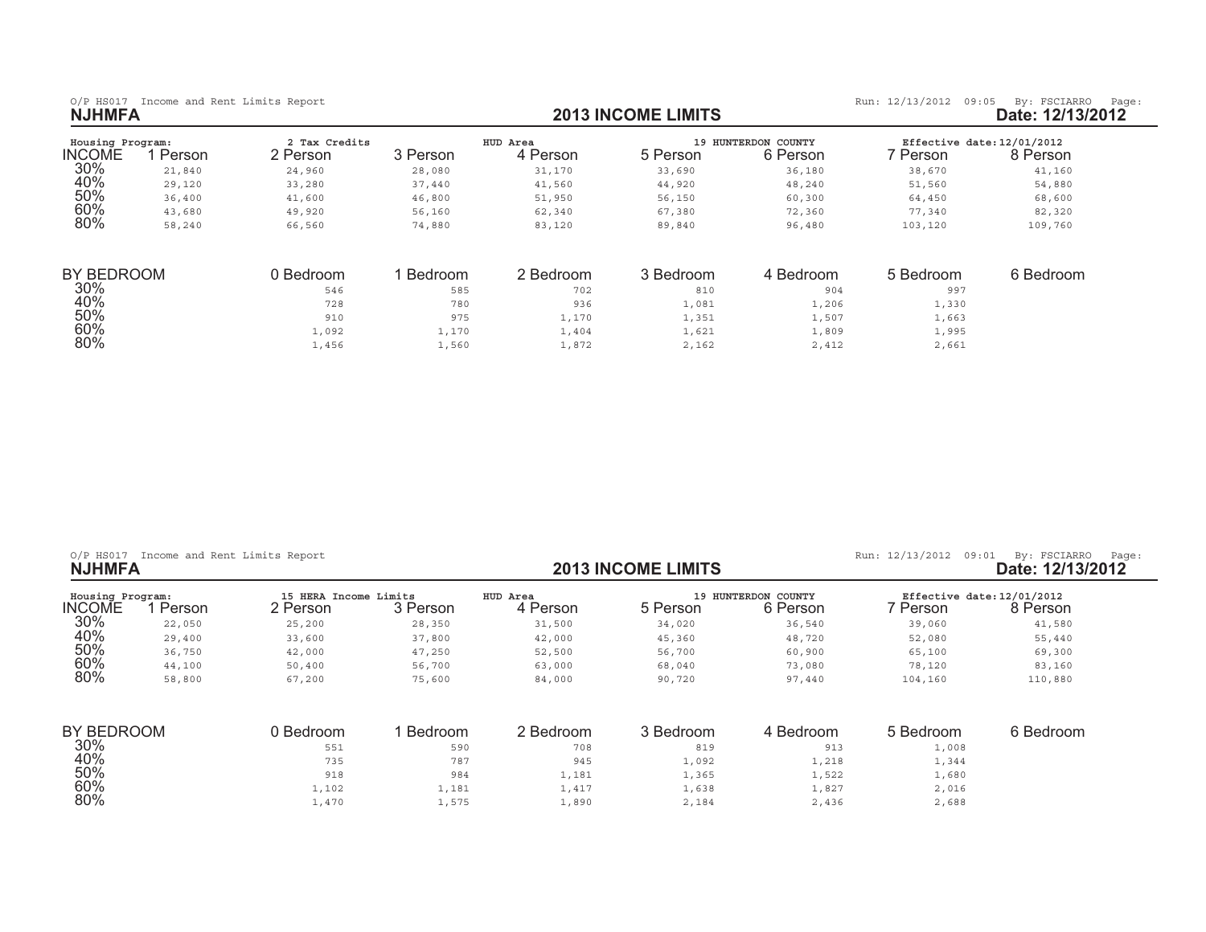O/P HS017 Income and Rent Limits Report

Run: 12/13/2012 09:05 By: FSCIARRO Page:

**NJHMFA**

## 2013 INCOME LIMITS

**Date: 12/13/2012**

Housing Program: 2 Tax Credits — HUD Area 19 HUNTERDON COUNTY — Effective date: 12/01/2012

| INCOME | 1 Person | 2 Person | 3 Person | 4 Person | 5 Person | 6 Person | 7 Person | 8 Person |
|---|---|---|---|---|---|---|---|---|
| 30% | 21,840 | 24,960 | 28,080 | 31,170 | 33,690 | 36,180 | 38,670 | 41,160 |
| 40% | 29,120 | 33,280 | 37,440 | 41,560 | 44,920 | 48,240 | 51,560 | 54,880 |
| 50% | 36,400 | 41,600 | 46,800 | 51,950 | 56,150 | 60,300 | 64,450 | 68,600 |
| 60% | 43,680 | 49,920 | 56,160 | 62,340 | 67,380 | 72,360 | 77,340 | 82,320 |
| 80% | 58,240 | 66,560 | 74,880 | 83,120 | 89,840 | 96,480 | 103,120 | 109,760 |

| BY BEDROOM | 0 Bedroom | 1 Bedroom | 2 Bedroom | 3 Bedroom | 4 Bedroom | 5 Bedroom | 6 Bedroom |
|---|---|---|---|---|---|---|---|
| 30% | 546 | 585 | 702 | 810 | 904 | 997 | |
| 40% | 728 | 780 | 936 | 1,081 | 1,206 | 1,330 | |
| 50% | 910 | 975 | 1,170 | 1,351 | 1,507 | 1,663 | |
| 60% | 1,092 | 1,170 | 1,404 | 1,621 | 1,809 | 1,995 | |
| 80% | 1,456 | 1,560 | 1,872 | 2,162 | 2,412 | 2,661 | |

O/P HS017 Income and Rent Limits Report

Run: 12/13/2012 09:01 By: FSCIARRO Page:

**NJHMFA**

## 2013 INCOME LIMITS

**Date: 12/13/2012**

Housing Program: 15 HERA Income Limits — HUD Area 19 HUNTERDON COUNTY — Effective date: 12/01/2012

| INCOME | 1 Person | 2 Person | 3 Person | 4 Person | 5 Person | 6 Person | 7 Person | 8 Person |
|---|---|---|---|---|---|---|---|---|
| 30% | 22,050 | 25,200 | 28,350 | 31,500 | 34,020 | 36,540 | 39,060 | 41,580 |
| 40% | 29,400 | 33,600 | 37,800 | 42,000 | 45,360 | 48,720 | 52,080 | 55,440 |
| 50% | 36,750 | 42,000 | 47,250 | 52,500 | 56,700 | 60,900 | 65,100 | 69,300 |
| 60% | 44,100 | 50,400 | 56,700 | 63,000 | 68,040 | 73,080 | 78,120 | 83,160 |
| 80% | 58,800 | 67,200 | 75,600 | 84,000 | 90,720 | 97,440 | 104,160 | 110,880 |

| BY BEDROOM | 0 Bedroom | 1 Bedroom | 2 Bedroom | 3 Bedroom | 4 Bedroom | 5 Bedroom | 6 Bedroom |
|---|---|---|---|---|---|---|---|
| 30% | 551 | 590 | 708 | 819 | 913 | 1,008 | |
| 40% | 735 | 787 | 945 | 1,092 | 1,218 | 1,344 | |
| 50% | 918 | 984 | 1,181 | 1,365 | 1,522 | 1,680 | |
| 60% | 1,102 | 1,181 | 1,417 | 1,638 | 1,827 | 2,016 | |
| 80% | 1,470 | 1,575 | 1,890 | 2,184 | 2,436 | 2,688 | |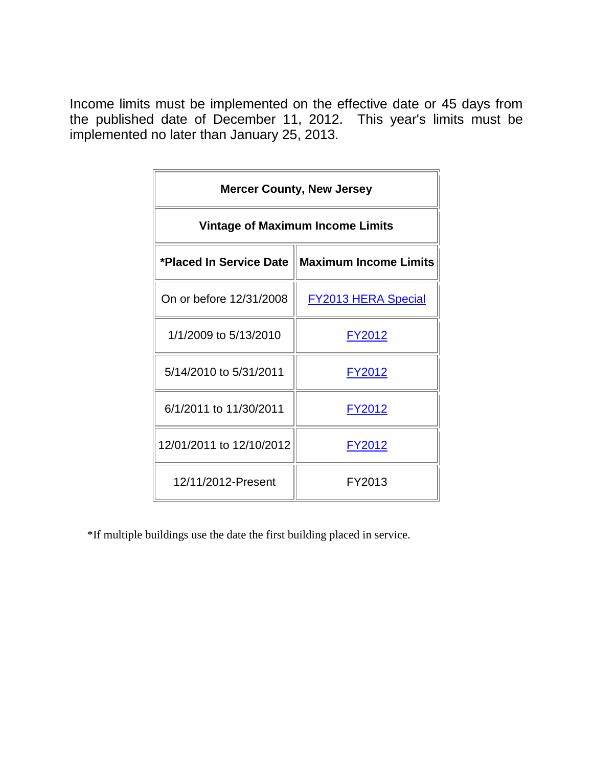Income limits must be implemented on the effective date or 45 days from the published date of December 11, 2012. This year's limits must be implemented no later than January 25, 2013.

| Mercer County, New Jersey | |
|---|---|
| **Vintage of Maximum Income Limits** | |
| ***Placed In Service Date** | **Maximum Income Limits** |
| On or before 12/31/2008 | FY2013 HERA Special |
| 1/1/2009 to 5/13/2010 | FY2012 |
| 5/14/2010 to 5/31/2011 | FY2012 |
| 6/1/2011 to 11/30/2011 | FY2012 |
| 12/01/2011 to 12/10/2012 | FY2012 |
| 12/11/2012-Present | FY2013 |

*If multiple buildings use the date the first building placed in service.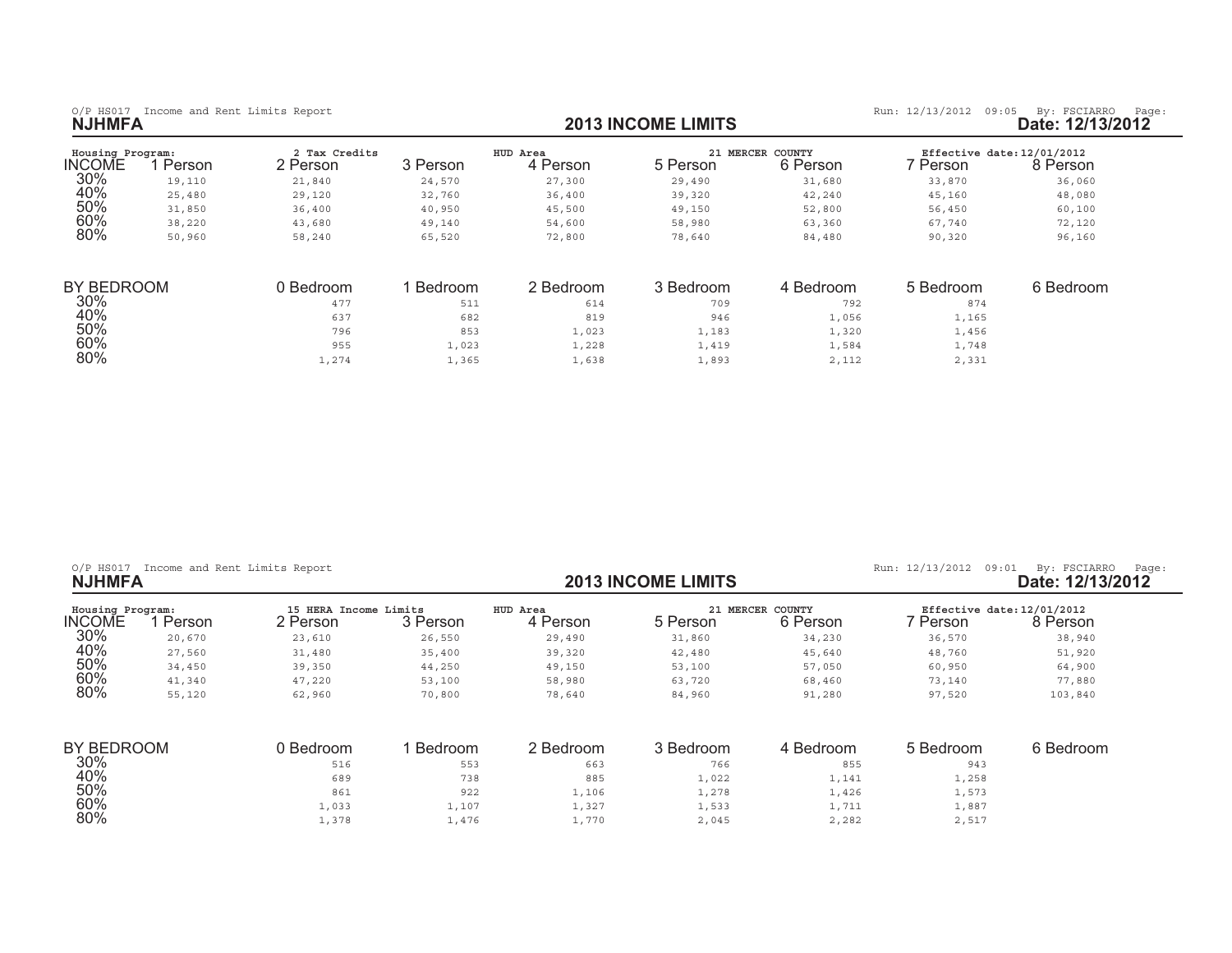O/P HS017 Income and Rent Limits Report

Run: 12/13/2012 09:05 By: FSCIARRO Page:

## NJHMFA

## 2013 INCOME LIMITS

Date: 12/13/2012

Housing Program: 2 Tax Credits | HUD Area: 21 MERCER COUNTY | Effective date: 12/01/2012

| INCOME | 1 Person | 2 Person | 3 Person | 4 Person | 5 Person | 6 Person | 7 Person | 8 Person |
|---|---|---|---|---|---|---|---|---|
| 30% | 19,110 | 21,840 | 24,570 | 27,300 | 29,490 | 31,680 | 33,870 | 36,060 |
| 40% | 25,480 | 29,120 | 32,760 | 36,400 | 39,320 | 42,240 | 45,160 | 48,080 |
| 50% | 31,850 | 36,400 | 40,950 | 45,500 | 49,150 | 52,800 | 56,450 | 60,100 |
| 60% | 38,220 | 43,680 | 49,140 | 54,600 | 58,980 | 63,360 | 67,740 | 72,120 |
| 80% | 50,960 | 58,240 | 65,520 | 72,800 | 78,640 | 84,480 | 90,320 | 96,160 |

| BY BEDROOM | 0 Bedroom | 1 Bedroom | 2 Bedroom | 3 Bedroom | 4 Bedroom | 5 Bedroom | 6 Bedroom |
|---|---|---|---|---|---|---|---|
| 30% | 477 | 511 | 614 | 709 | 792 | 874 | |
| 40% | 637 | 682 | 819 | 946 | 1,056 | 1,165 | |
| 50% | 796 | 853 | 1,023 | 1,183 | 1,320 | 1,456 | |
| 60% | 955 | 1,023 | 1,228 | 1,419 | 1,584 | 1,748 | |
| 80% | 1,274 | 1,365 | 1,638 | 1,893 | 2,112 | 2,331 | |

O/P HS017 Income and Rent Limits Report

Run: 12/13/2012 09:01 By: FSCIARRO Page:

## NJHMFA

## 2013 INCOME LIMITS

Date: 12/13/2012

Housing Program: 15 HERA Income Limits | HUD Area: 21 MERCER COUNTY | Effective date: 12/01/2012

| INCOME | 1 Person | 2 Person | 3 Person | 4 Person | 5 Person | 6 Person | 7 Person | 8 Person |
|---|---|---|---|---|---|---|---|---|
| 30% | 20,670 | 23,610 | 26,550 | 29,490 | 31,860 | 34,230 | 36,570 | 38,940 |
| 40% | 27,560 | 31,480 | 35,400 | 39,320 | 42,480 | 45,640 | 48,760 | 51,920 |
| 50% | 34,450 | 39,350 | 44,250 | 49,150 | 53,100 | 57,050 | 60,950 | 64,900 |
| 60% | 41,340 | 47,220 | 53,100 | 58,980 | 63,720 | 68,460 | 73,140 | 77,880 |
| 80% | 55,120 | 62,960 | 70,800 | 78,640 | 84,960 | 91,280 | 97,520 | 103,840 |

| BY BEDROOM | 0 Bedroom | 1 Bedroom | 2 Bedroom | 3 Bedroom | 4 Bedroom | 5 Bedroom | 6 Bedroom |
|---|---|---|---|---|---|---|---|
| 30% | 516 | 553 | 663 | 766 | 855 | 943 | |
| 40% | 689 | 738 | 885 | 1,022 | 1,141 | 1,258 | |
| 50% | 861 | 922 | 1,106 | 1,278 | 1,426 | 1,573 | |
| 60% | 1,033 | 1,107 | 1,327 | 1,533 | 1,711 | 1,887 | |
| 80% | 1,378 | 1,476 | 1,770 | 2,045 | 2,282 | 2,517 | |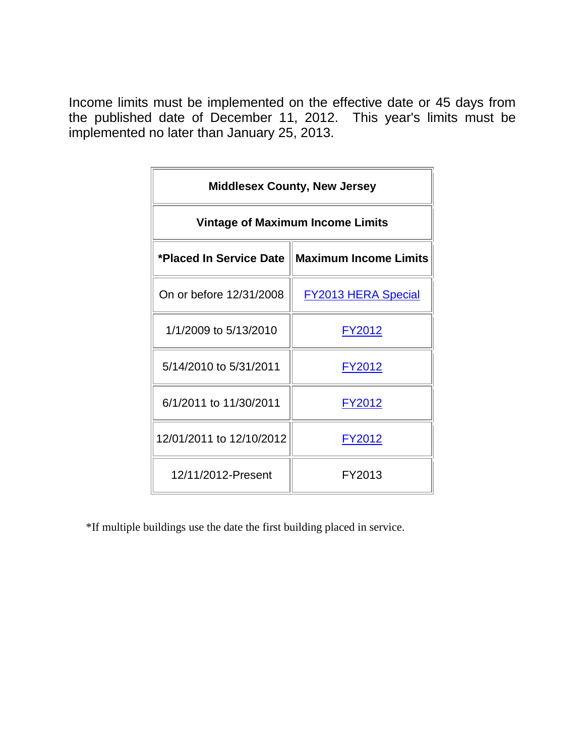Income limits must be implemented on the effective date or 45 days from the published date of December 11, 2012. This year's limits must be implemented no later than January 25, 2013.

| Middlesex County, New Jersey | |
|---|---|
| **Vintage of Maximum Income Limits** | |
| ***Placed In Service Date** | **Maximum Income Limits** |
| On or before 12/31/2008 | FY2013 HERA Special |
| 1/1/2009 to 5/13/2010 | FY2012 |
| 5/14/2010 to 5/31/2011 | FY2012 |
| 6/1/2011 to 11/30/2011 | FY2012 |
| 12/01/2011 to 12/10/2012 | FY2012 |
| 12/11/2012-Present | FY2013 |

*If multiple buildings use the date the first building placed in service.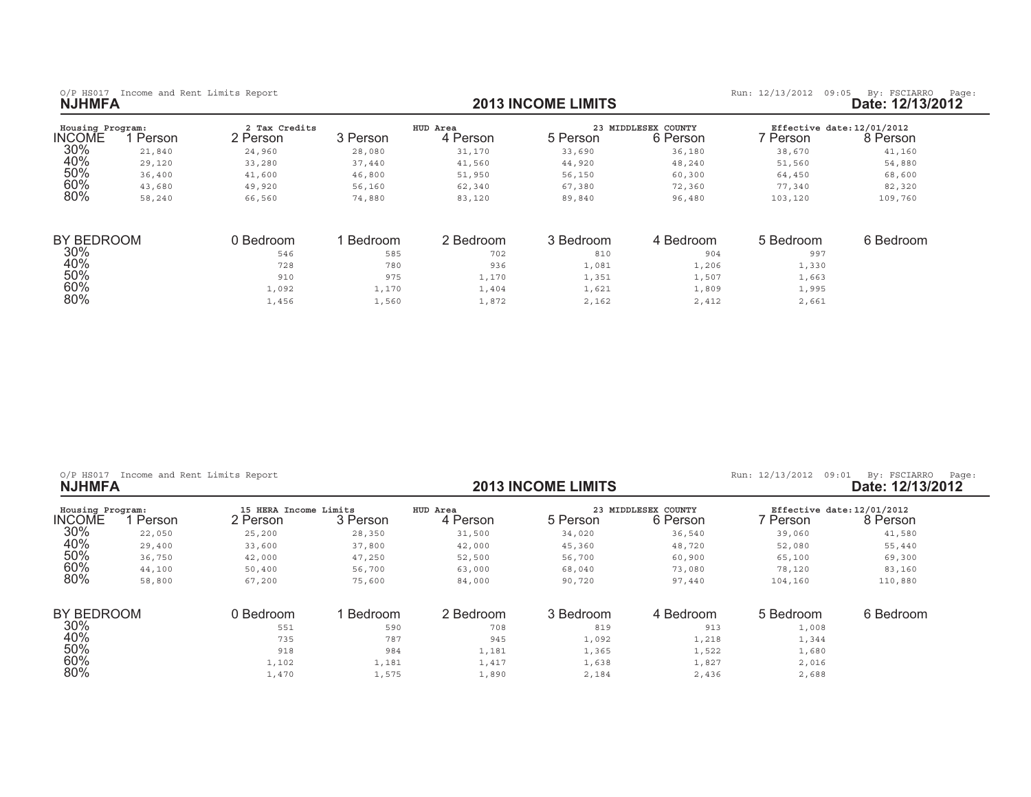O/P HS017 Income and Rent Limits Report

Run: 12/13/2012 09:05 By: FSCIARRO Page:

**NJHMFA**

## 2013 INCOME LIMITS

**Date: 12/13/2012**

Housing Program: 2 Tax Credits | HUD Area 23 MIDDLESEX COUNTY | Effective date: 12/01/2012

| INCOME | 1 Person | 2 Person | 3 Person | 4 Person | 5 Person | 6 Person | 7 Person | 8 Person |
|---|---|---|---|---|---|---|---|---|
| 30% | 21,840 | 24,960 | 28,080 | 31,170 | 33,690 | 36,180 | 38,670 | 41,160 |
| 40% | 29,120 | 33,280 | 37,440 | 41,560 | 44,920 | 48,240 | 51,560 | 54,880 |
| 50% | 36,400 | 41,600 | 46,800 | 51,950 | 56,150 | 60,300 | 64,450 | 68,600 |
| 60% | 43,680 | 49,920 | 56,160 | 62,340 | 67,380 | 72,360 | 77,340 | 82,320 |
| 80% | 58,240 | 66,560 | 74,880 | 83,120 | 89,840 | 96,480 | 103,120 | 109,760 |

| BY BEDROOM | 0 Bedroom | 1 Bedroom | 2 Bedroom | 3 Bedroom | 4 Bedroom | 5 Bedroom | 6 Bedroom |
|---|---|---|---|---|---|---|---|
| 30% | 546 | 585 | 702 | 810 | 904 | 997 | |
| 40% | 728 | 780 | 936 | 1,081 | 1,206 | 1,330 | |
| 50% | 910 | 975 | 1,170 | 1,351 | 1,507 | 1,663 | |
| 60% | 1,092 | 1,170 | 1,404 | 1,621 | 1,809 | 1,995 | |
| 80% | 1,456 | 1,560 | 1,872 | 2,162 | 2,412 | 2,661 | |

O/P HS017 Income and Rent Limits Report

Run: 12/13/2012 09:01 By: FSCIARRO Page:

**NJHMFA**

## 2013 INCOME LIMITS

**Date: 12/13/2012**

Housing Program: 15 HERA Income Limits | HUD Area 23 MIDDLESEX COUNTY | Effective date: 12/01/2012

| INCOME | 1 Person | 2 Person | 3 Person | 4 Person | 5 Person | 6 Person | 7 Person | 8 Person |
|---|---|---|---|---|---|---|---|---|
| 30% | 22,050 | 25,200 | 28,350 | 31,500 | 34,020 | 36,540 | 39,060 | 41,580 |
| 40% | 29,400 | 33,600 | 37,800 | 42,000 | 45,360 | 48,720 | 52,080 | 55,440 |
| 50% | 36,750 | 42,000 | 47,250 | 52,500 | 56,700 | 60,900 | 65,100 | 69,300 |
| 60% | 44,100 | 50,400 | 56,700 | 63,000 | 68,040 | 73,080 | 78,120 | 83,160 |
| 80% | 58,800 | 67,200 | 75,600 | 84,000 | 90,720 | 97,440 | 104,160 | 110,880 |

| BY BEDROOM | 0 Bedroom | 1 Bedroom | 2 Bedroom | 3 Bedroom | 4 Bedroom | 5 Bedroom | 6 Bedroom |
|---|---|---|---|---|---|---|---|
| 30% | 551 | 590 | 708 | 819 | 913 | 1,008 | |
| 40% | 735 | 787 | 945 | 1,092 | 1,218 | 1,344 | |
| 50% | 918 | 984 | 1,181 | 1,365 | 1,522 | 1,680 | |
| 60% | 1,102 | 1,181 | 1,417 | 1,638 | 1,827 | 2,016 | |
| 80% | 1,470 | 1,575 | 1,890 | 2,184 | 2,436 | 2,688 | |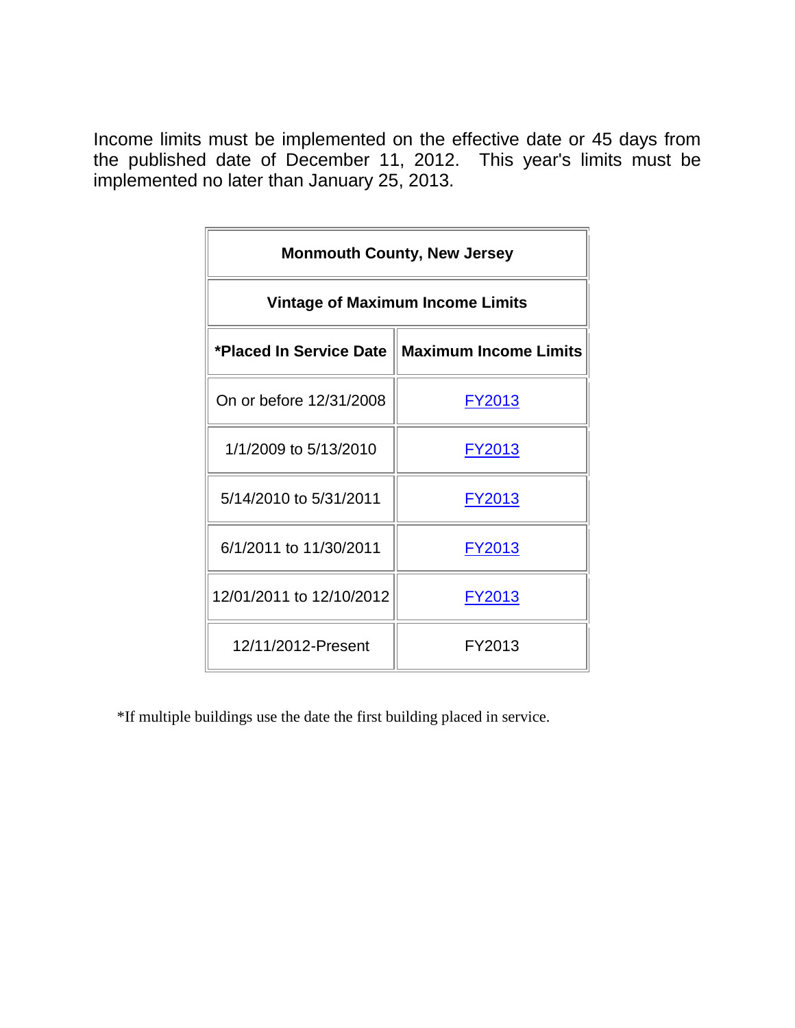Income limits must be implemented on the effective date or 45 days from the published date of December 11, 2012. This year's limits must be implemented no later than January 25, 2013.

| Monmouth County, New Jersey | |
|---|---|
| **Vintage of Maximum Income Limits** | |
| ***Placed In Service Date** | **Maximum Income Limits** |
| On or before 12/31/2008 | FY2013 |
| 1/1/2009 to 5/13/2010 | FY2013 |
| 5/14/2010 to 5/31/2011 | FY2013 |
| 6/1/2011 to 11/30/2011 | FY2013 |
| 12/01/2011 to 12/10/2012 | FY2013 |
| 12/11/2012-Present | FY2013 |

*If multiple buildings use the date the first building placed in service.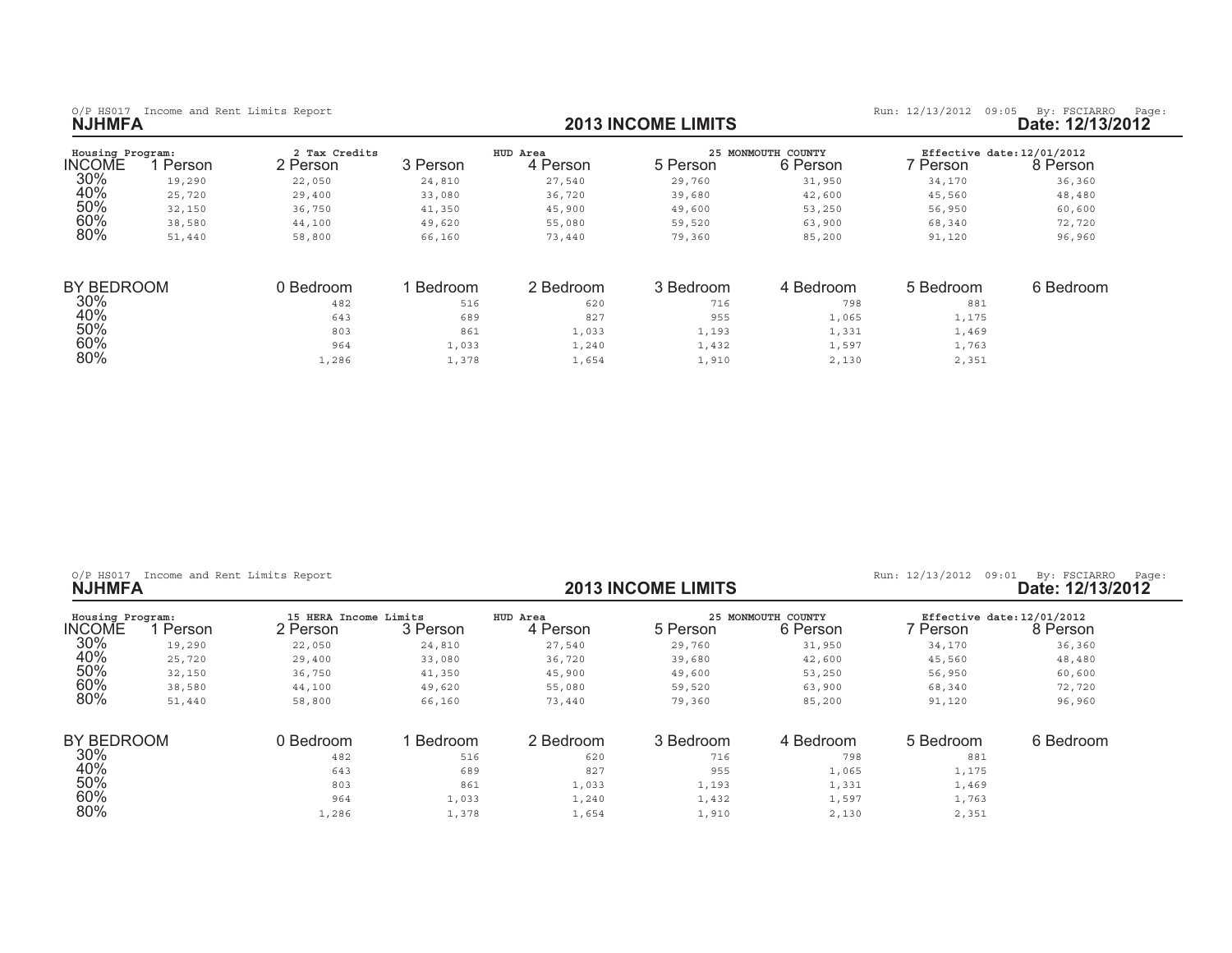O/P HS017 Income and Rent Limits Report

**NJHMFA**

## 2013 INCOME LIMITS

Run: 12/13/2012 09:05 By: FSCIARRO Page:

**Date: 12/13/2012**

Housing Program: 2 Tax Credits | HUD Area: 25 MONMOUTH COUNTY | Effective date: 12/01/2012

| INCOME | 1 Person | 2 Person | 3 Person | 4 Person | 5 Person | 6 Person | 7 Person | 8 Person |
|---|---|---|---|---|---|---|---|---|
| 30% | 19,290 | 22,050 | 24,810 | 27,540 | 29,760 | 31,950 | 34,170 | 36,360 |
| 40% | 25,720 | 29,400 | 33,080 | 36,720 | 39,680 | 42,600 | 45,560 | 48,480 |
| 50% | 32,150 | 36,750 | 41,350 | 45,900 | 49,600 | 53,250 | 56,950 | 60,600 |
| 60% | 38,580 | 44,100 | 49,620 | 55,080 | 59,520 | 63,900 | 68,340 | 72,720 |
| 80% | 51,440 | 58,800 | 66,160 | 73,440 | 79,360 | 85,200 | 91,120 | 96,960 |

| BY BEDROOM | 0 Bedroom | 1 Bedroom | 2 Bedroom | 3 Bedroom | 4 Bedroom | 5 Bedroom | 6 Bedroom |
|---|---|---|---|---|---|---|---|
| 30% | 482 | 516 | 620 | 716 | 798 | 881 | |
| 40% | 643 | 689 | 827 | 955 | 1,065 | 1,175 | |
| 50% | 803 | 861 | 1,033 | 1,193 | 1,331 | 1,469 | |
| 60% | 964 | 1,033 | 1,240 | 1,432 | 1,597 | 1,763 | |
| 80% | 1,286 | 1,378 | 1,654 | 1,910 | 2,130 | 2,351 | |

O/P HS017 Income and Rent Limits Report

**NJHMFA**

## 2013 INCOME LIMITS

Run: 12/13/2012 09:01 By: FSCIARRO Page:

**Date: 12/13/2012**

Housing Program: 15 HERA Income Limits | HUD Area: 25 MONMOUTH COUNTY | Effective date: 12/01/2012

| INCOME | 1 Person | 2 Person | 3 Person | 4 Person | 5 Person | 6 Person | 7 Person | 8 Person |
|---|---|---|---|---|---|---|---|---|
| 30% | 19,290 | 22,050 | 24,810 | 27,540 | 29,760 | 31,950 | 34,170 | 36,360 |
| 40% | 25,720 | 29,400 | 33,080 | 36,720 | 39,680 | 42,600 | 45,560 | 48,480 |
| 50% | 32,150 | 36,750 | 41,350 | 45,900 | 49,600 | 53,250 | 56,950 | 60,600 |
| 60% | 38,580 | 44,100 | 49,620 | 55,080 | 59,520 | 63,900 | 68,340 | 72,720 |
| 80% | 51,440 | 58,800 | 66,160 | 73,440 | 79,360 | 85,200 | 91,120 | 96,960 |

| BY BEDROOM | 0 Bedroom | 1 Bedroom | 2 Bedroom | 3 Bedroom | 4 Bedroom | 5 Bedroom | 6 Bedroom |
|---|---|---|---|---|---|---|---|
| 30% | 482 | 516 | 620 | 716 | 798 | 881 | |
| 40% | 643 | 689 | 827 | 955 | 1,065 | 1,175 | |
| 50% | 803 | 861 | 1,033 | 1,193 | 1,331 | 1,469 | |
| 60% | 964 | 1,033 | 1,240 | 1,432 | 1,597 | 1,763 | |
| 80% | 1,286 | 1,378 | 1,654 | 1,910 | 2,130 | 2,351 | |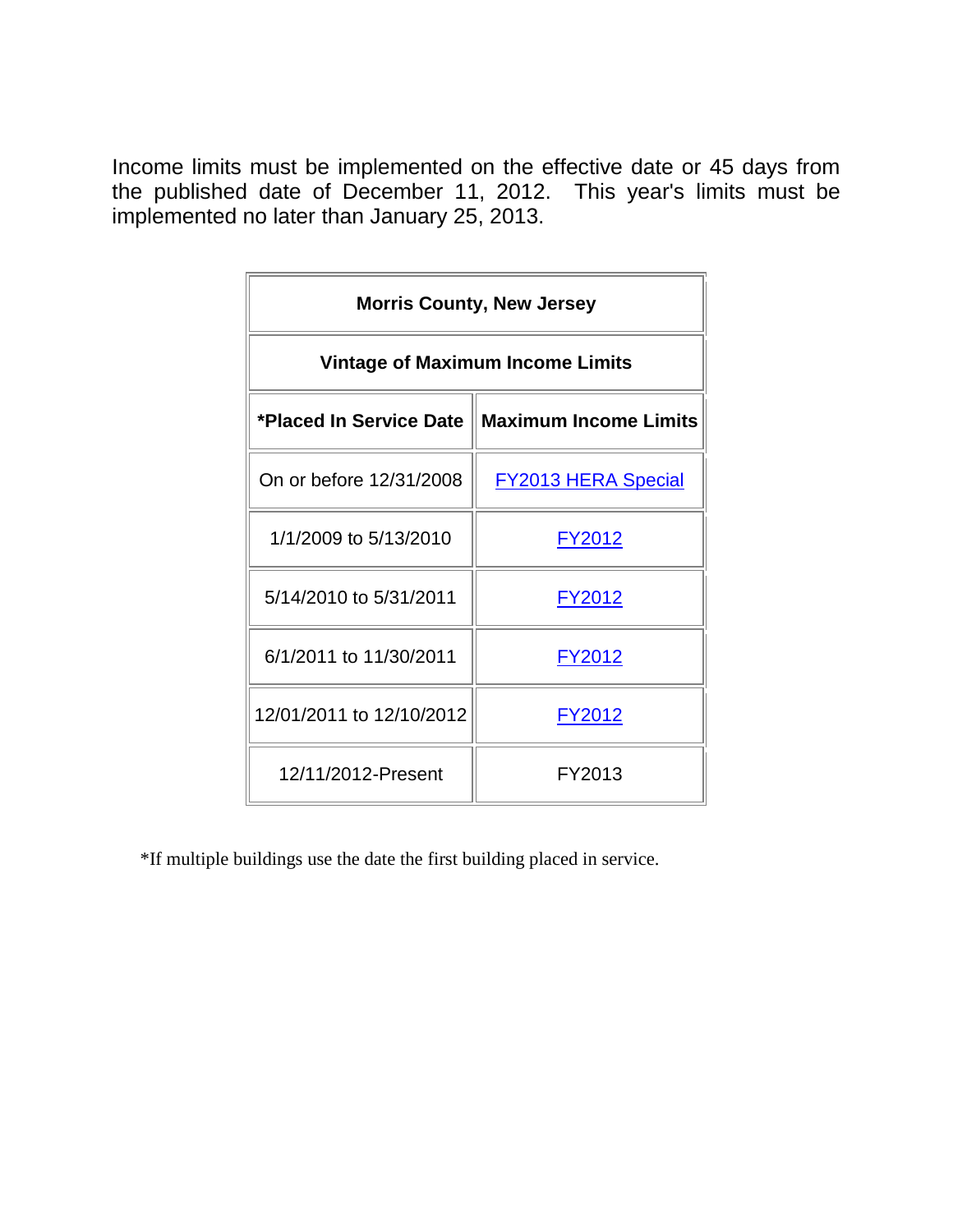Income limits must be implemented on the effective date or 45 days from the published date of December 11, 2012. This year's limits must be implemented no later than January 25, 2013.

| Morris County, New Jersey | |
|---|---|
| **Vintage of Maximum Income Limits** | |
| ***Placed In Service Date** | **Maximum Income Limits** |
| On or before 12/31/2008 | FY2013 HERA Special |
| 1/1/2009 to 5/13/2010 | FY2012 |
| 5/14/2010 to 5/31/2011 | FY2012 |
| 6/1/2011 to 11/30/2011 | FY2012 |
| 12/01/2011 to 12/10/2012 | FY2012 |
| 12/11/2012-Present | FY2013 |

*If multiple buildings use the date the first building placed in service.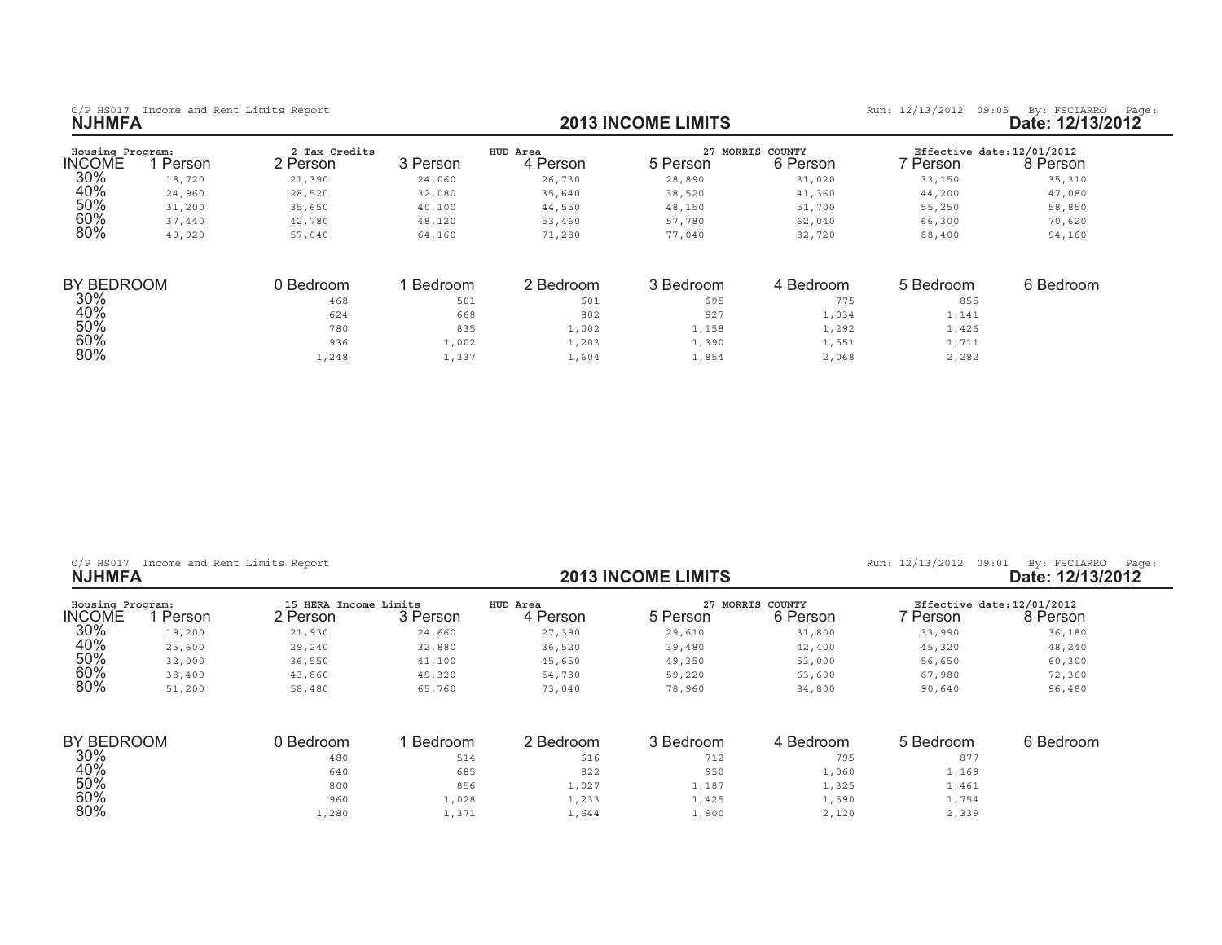O/P HS017 Income and Rent Limits Report

Run: 12/13/2012 09:05 By: FSCIARRO Page:

**NJHMFA**

## 2013 INCOME LIMITS

**Date: 12/13/2012**

Housing Program: 2 Tax Credits HUD Area 27 MORRIS COUNTY Effective date: 12/01/2012

| INCOME | 1 Person | 2 Person | 3 Person | 4 Person | 5 Person | 6 Person | 7 Person | 8 Person |
|---|---|---|---|---|---|---|---|---|
| 30% | 18,720 | 21,390 | 24,060 | 26,730 | 28,890 | 31,020 | 33,150 | 35,310 |
| 40% | 24,960 | 28,520 | 32,080 | 35,640 | 38,520 | 41,360 | 44,200 | 47,080 |
| 50% | 31,200 | 35,650 | 40,100 | 44,550 | 48,150 | 51,700 | 55,250 | 58,850 |
| 60% | 37,440 | 42,780 | 48,120 | 53,460 | 57,780 | 62,040 | 66,300 | 70,620 |
| 80% | 49,920 | 57,040 | 64,160 | 71,280 | 77,040 | 82,720 | 88,400 | 94,160 |

| BY BEDROOM | 0 Bedroom | 1 Bedroom | 2 Bedroom | 3 Bedroom | 4 Bedroom | 5 Bedroom | 6 Bedroom |
|---|---|---|---|---|---|---|---|
| 30% | 468 | 501 | 601 | 695 | 775 | 855 | |
| 40% | 624 | 668 | 802 | 927 | 1,034 | 1,141 | |
| 50% | 780 | 835 | 1,002 | 1,158 | 1,292 | 1,426 | |
| 60% | 936 | 1,002 | 1,203 | 1,390 | 1,551 | 1,711 | |
| 80% | 1,248 | 1,337 | 1,604 | 1,854 | 2,068 | 2,282 | |

O/P HS017 Income and Rent Limits Report

Run: 12/13/2012 09:01 By: FSCIARRO Page:

**NJHMFA**

## 2013 INCOME LIMITS

**Date: 12/13/2012**

Housing Program: 15 HERA Income Limits HUD Area 27 MORRIS COUNTY Effective date: 12/01/2012

| INCOME | 1 Person | 2 Person | 3 Person | 4 Person | 5 Person | 6 Person | 7 Person | 8 Person |
|---|---|---|---|---|---|---|---|---|
| 30% | 19,200 | 21,930 | 24,660 | 27,390 | 29,610 | 31,800 | 33,990 | 36,180 |
| 40% | 25,600 | 29,240 | 32,880 | 36,520 | 39,480 | 42,400 | 45,320 | 48,240 |
| 50% | 32,000 | 36,550 | 41,100 | 45,650 | 49,350 | 53,000 | 56,650 | 60,300 |
| 60% | 38,400 | 43,860 | 49,320 | 54,780 | 59,220 | 63,600 | 67,980 | 72,360 |
| 80% | 51,200 | 58,480 | 65,760 | 73,040 | 78,960 | 84,800 | 90,640 | 96,480 |

| BY BEDROOM | 0 Bedroom | 1 Bedroom | 2 Bedroom | 3 Bedroom | 4 Bedroom | 5 Bedroom | 6 Bedroom |
|---|---|---|---|---|---|---|---|
| 30% | 480 | 514 | 616 | 712 | 795 | 877 | |
| 40% | 640 | 685 | 822 | 950 | 1,060 | 1,169 | |
| 50% | 800 | 856 | 1,027 | 1,187 | 1,325 | 1,461 | |
| 60% | 960 | 1,028 | 1,233 | 1,425 | 1,590 | 1,754 | |
| 80% | 1,280 | 1,371 | 1,644 | 1,900 | 2,120 | 2,339 | |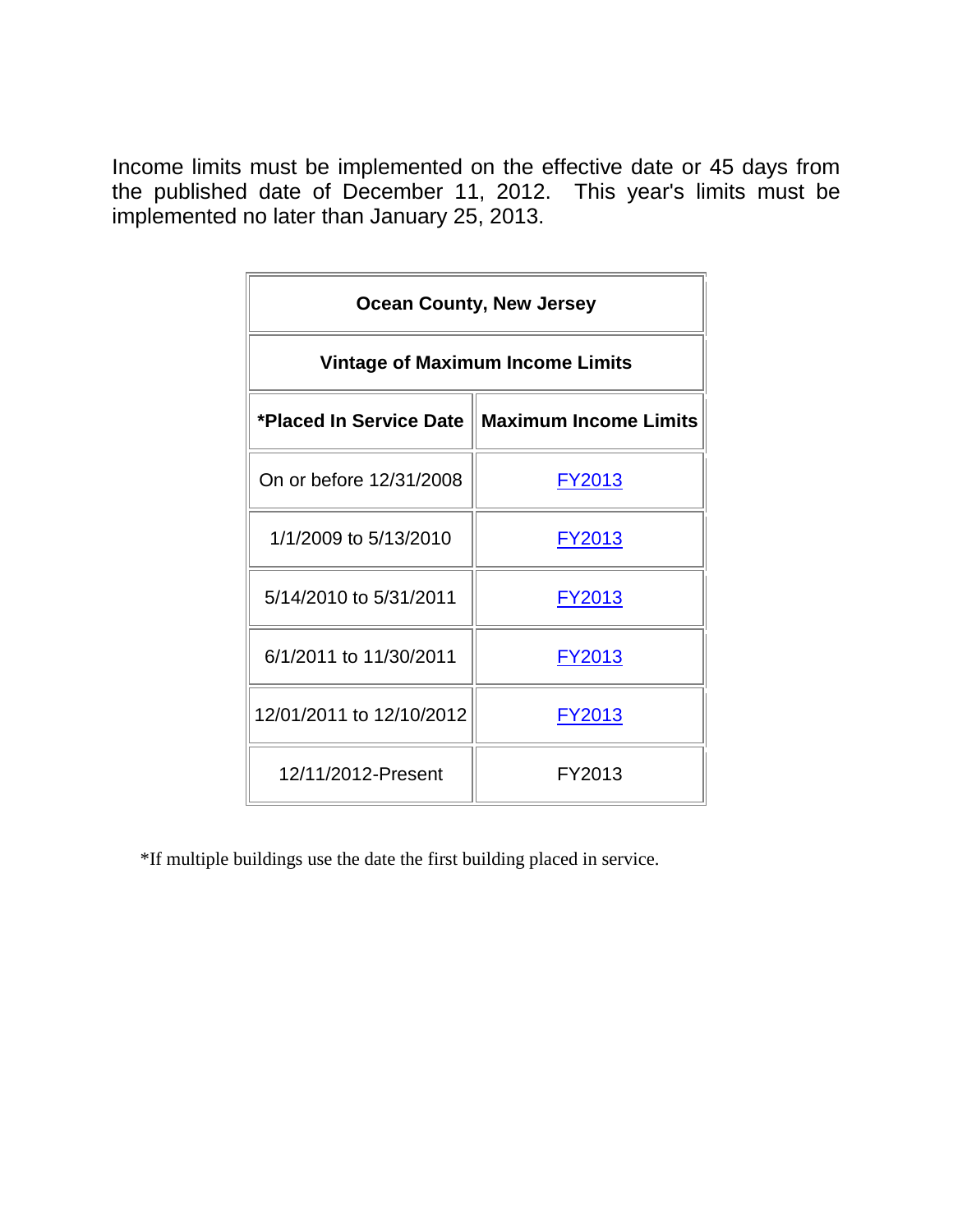Income limits must be implemented on the effective date or 45 days from the published date of December 11, 2012. This year's limits must be implemented no later than January 25, 2013.

| Ocean County, New Jersey | |
|---|---|
| **Vintage of Maximum Income Limits** | |
| ***Placed In Service Date** | **Maximum Income Limits** |
| On or before 12/31/2008 | FY2013 |
| 1/1/2009 to 5/13/2010 | FY2013 |
| 5/14/2010 to 5/31/2011 | FY2013 |
| 6/1/2011 to 11/30/2011 | FY2013 |
| 12/01/2011 to 12/10/2012 | FY2013 |
| 12/11/2012-Present | FY2013 |

*If multiple buildings use the date the first building placed in service.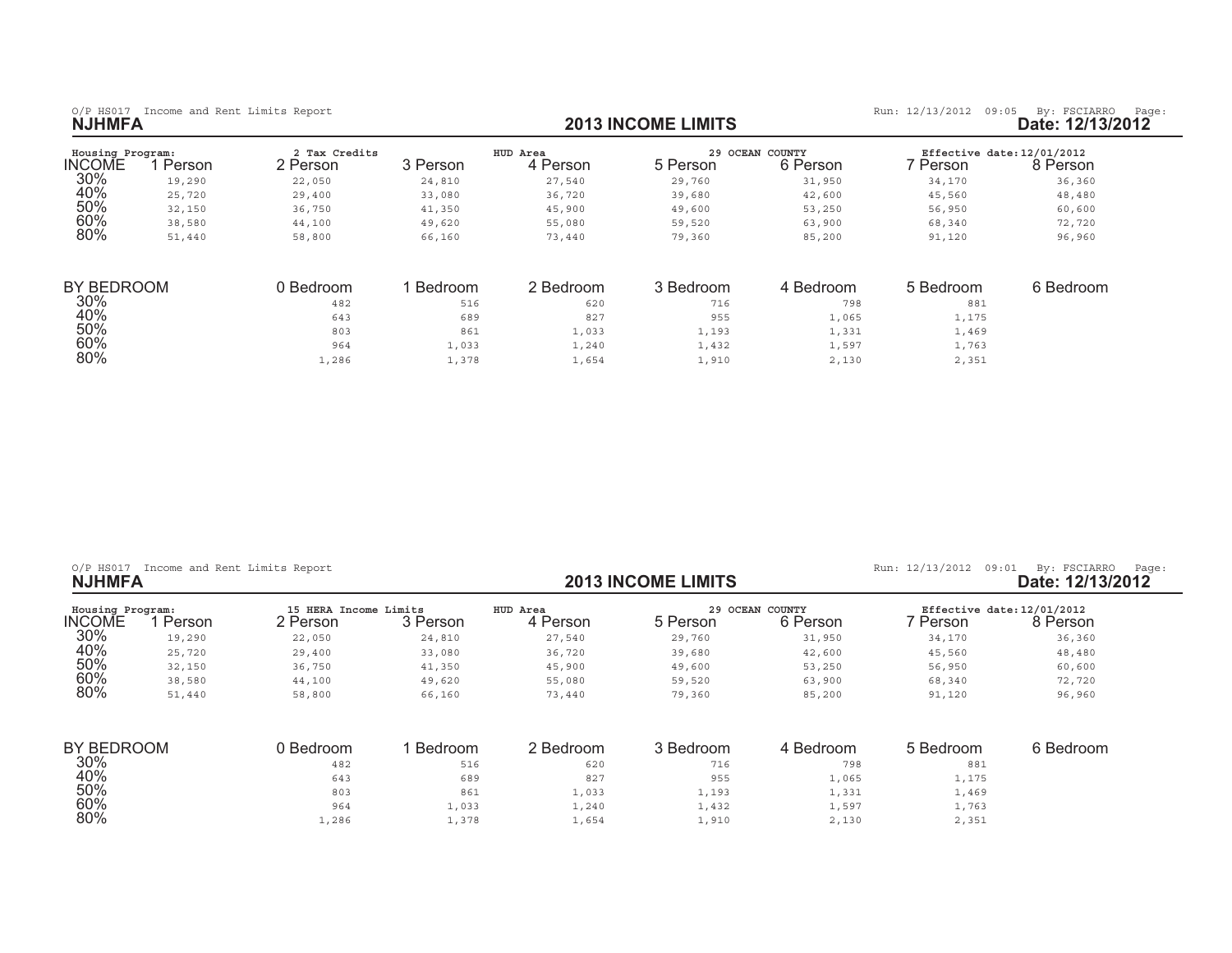O/P HS017 Income and Rent Limits Report

Run: 12/13/2012 09:05 By: FSCIARRO Page:

**NJHMFA**

## 2013 INCOME LIMITS

**Date: 12/13/2012**

Housing Program: 2 Tax Credits | HUD Area 29 OCEAN COUNTY | Effective date: 12/01/2012

| INCOME | 1 Person | 2 Person | 3 Person | 4 Person | 5 Person | 6 Person | 7 Person | 8 Person |
|---|---|---|---|---|---|---|---|---|
| 30% | 19,290 | 22,050 | 24,810 | 27,540 | 29,760 | 31,950 | 34,170 | 36,360 |
| 40% | 25,720 | 29,400 | 33,080 | 36,720 | 39,680 | 42,600 | 45,560 | 48,480 |
| 50% | 32,150 | 36,750 | 41,350 | 45,900 | 49,600 | 53,250 | 56,950 | 60,600 |
| 60% | 38,580 | 44,100 | 49,620 | 55,080 | 59,520 | 63,900 | 68,340 | 72,720 |
| 80% | 51,440 | 58,800 | 66,160 | 73,440 | 79,360 | 85,200 | 91,120 | 96,960 |

| BY BEDROOM | 0 Bedroom | 1 Bedroom | 2 Bedroom | 3 Bedroom | 4 Bedroom | 5 Bedroom | 6 Bedroom |
|---|---|---|---|---|---|---|---|
| 30% | 482 | 516 | 620 | 716 | 798 | 881 | |
| 40% | 643 | 689 | 827 | 955 | 1,065 | 1,175 | |
| 50% | 803 | 861 | 1,033 | 1,193 | 1,331 | 1,469 | |
| 60% | 964 | 1,033 | 1,240 | 1,432 | 1,597 | 1,763 | |
| 80% | 1,286 | 1,378 | 1,654 | 1,910 | 2,130 | 2,351 | |

O/P HS017 Income and Rent Limits Report

Run: 12/13/2012 09:01 By: FSCIARRO Page:

**NJHMFA**

## 2013 INCOME LIMITS

**Date: 12/13/2012**

Housing Program: 15 HERA Income Limits | HUD Area 29 OCEAN COUNTY | Effective date: 12/01/2012

| INCOME | 1 Person | 2 Person | 3 Person | 4 Person | 5 Person | 6 Person | 7 Person | 8 Person |
|---|---|---|---|---|---|---|---|---|
| 30% | 19,290 | 22,050 | 24,810 | 27,540 | 29,760 | 31,950 | 34,170 | 36,360 |
| 40% | 25,720 | 29,400 | 33,080 | 36,720 | 39,680 | 42,600 | 45,560 | 48,480 |
| 50% | 32,150 | 36,750 | 41,350 | 45,900 | 49,600 | 53,250 | 56,950 | 60,600 |
| 60% | 38,580 | 44,100 | 49,620 | 55,080 | 59,520 | 63,900 | 68,340 | 72,720 |
| 80% | 51,440 | 58,800 | 66,160 | 73,440 | 79,360 | 85,200 | 91,120 | 96,960 |

| BY BEDROOM | 0 Bedroom | 1 Bedroom | 2 Bedroom | 3 Bedroom | 4 Bedroom | 5 Bedroom | 6 Bedroom |
|---|---|---|---|---|---|---|---|
| 30% | 482 | 516 | 620 | 716 | 798 | 881 | |
| 40% | 643 | 689 | 827 | 955 | 1,065 | 1,175 | |
| 50% | 803 | 861 | 1,033 | 1,193 | 1,331 | 1,469 | |
| 60% | 964 | 1,033 | 1,240 | 1,432 | 1,597 | 1,763 | |
| 80% | 1,286 | 1,378 | 1,654 | 1,910 | 2,130 | 2,351 | |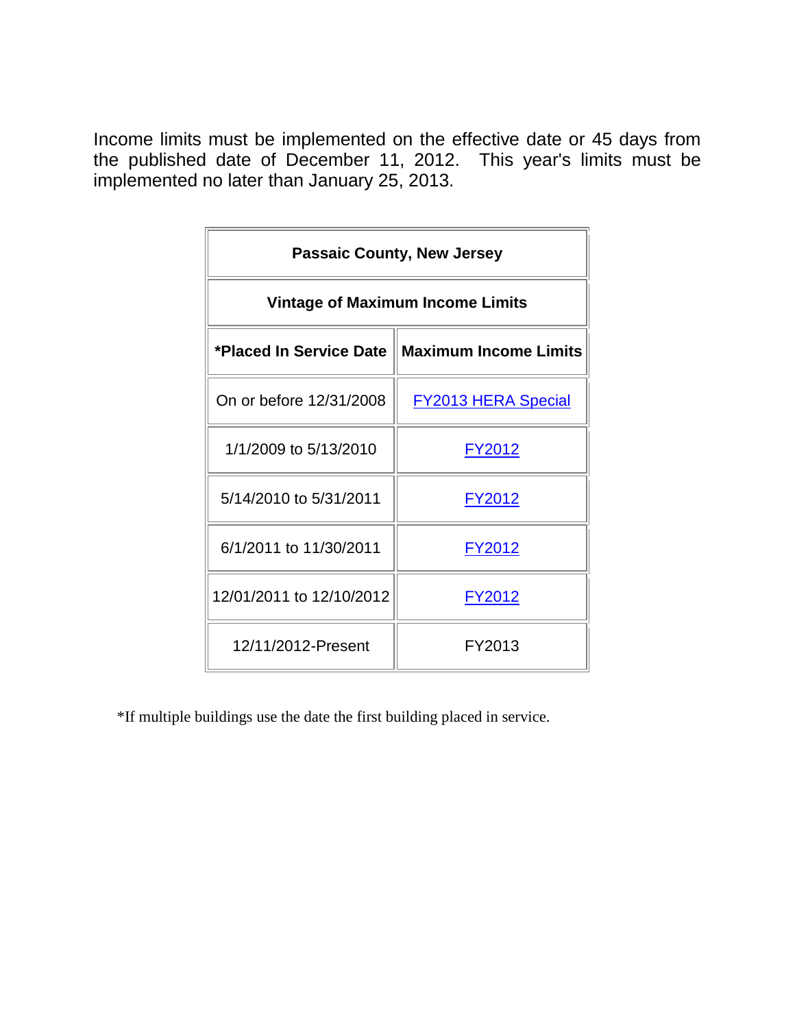Income limits must be implemented on the effective date or 45 days from the published date of December 11, 2012. This year's limits must be implemented no later than January 25, 2013.

| **Passaic County, New Jersey** | |
|---|---|
| **Vintage of Maximum Income Limits** | |
| ***Placed In Service Date** | **Maximum Income Limits** |
| On or before 12/31/2008 | FY2013 HERA Special |
| 1/1/2009 to 5/13/2010 | FY2012 |
| 5/14/2010 to 5/31/2011 | FY2012 |
| 6/1/2011 to 11/30/2011 | FY2012 |
| 12/01/2011 to 12/10/2012 | FY2012 |
| 12/11/2012-Present | FY2013 |

*If multiple buildings use the date the first building placed in service.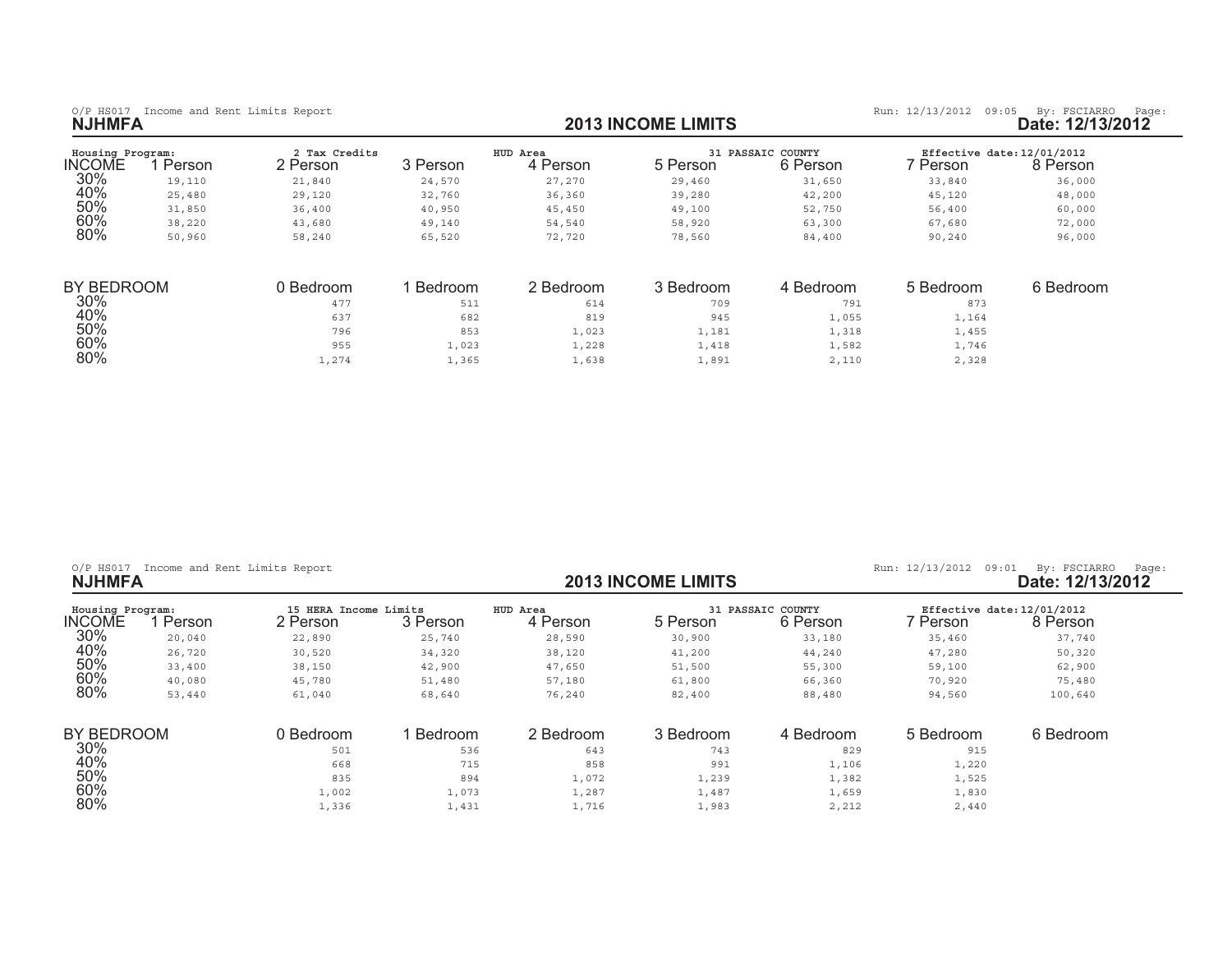O/P HS017 Income and Rent Limits Report

Run: 12/13/2012 09:05 By: FSCIARRO Page:

**NJHMFA** **2013 INCOME LIMITS** **Date: 12/13/2012**

Housing Program: 2 Tax Credits | HUD Area: 31 PASSAIC COUNTY | Effective date: 12/01/2012

| INCOME | 1 Person | 2 Person | 3 Person | 4 Person | 5 Person | 6 Person | 7 Person | 8 Person |
|---|---|---|---|---|---|---|---|---|
| 30% | 19,110 | 21,840 | 24,570 | 27,270 | 29,460 | 31,650 | 33,840 | 36,000 |
| 40% | 25,480 | 29,120 | 32,760 | 36,360 | 39,280 | 42,200 | 45,120 | 48,000 |
| 50% | 31,850 | 36,400 | 40,950 | 45,450 | 49,100 | 52,750 | 56,400 | 60,000 |
| 60% | 38,220 | 43,680 | 49,140 | 54,540 | 58,920 | 63,300 | 67,680 | 72,000 |
| 80% | 50,960 | 58,240 | 65,520 | 72,720 | 78,560 | 84,400 | 90,240 | 96,000 |

| BY BEDROOM | 0 Bedroom | 1 Bedroom | 2 Bedroom | 3 Bedroom | 4 Bedroom | 5 Bedroom | 6 Bedroom |
|---|---|---|---|---|---|---|---|
| 30% | 477 | 511 | 614 | 709 | 791 | 873 | |
| 40% | 637 | 682 | 819 | 945 | 1,055 | 1,164 | |
| 50% | 796 | 853 | 1,023 | 1,181 | 1,318 | 1,455 | |
| 60% | 955 | 1,023 | 1,228 | 1,418 | 1,582 | 1,746 | |
| 80% | 1,274 | 1,365 | 1,638 | 1,891 | 2,110 | 2,328 | |

O/P HS017 Income and Rent Limits Report

Run: 12/13/2012 09:01 By: FSCIARRO Page:

**NJHMFA** **2013 INCOME LIMITS** **Date: 12/13/2012**

Housing Program: 15 HERA Income Limits | HUD Area: 31 PASSAIC COUNTY | Effective date: 12/01/2012

| INCOME | 1 Person | 2 Person | 3 Person | 4 Person | 5 Person | 6 Person | 7 Person | 8 Person |
|---|---|---|---|---|---|---|---|---|
| 30% | 20,040 | 22,890 | 25,740 | 28,590 | 30,900 | 33,180 | 35,460 | 37,740 |
| 40% | 26,720 | 30,520 | 34,320 | 38,120 | 41,200 | 44,240 | 47,280 | 50,320 |
| 50% | 33,400 | 38,150 | 42,900 | 47,650 | 51,500 | 55,300 | 59,100 | 62,900 |
| 60% | 40,080 | 45,780 | 51,480 | 57,180 | 61,800 | 66,360 | 70,920 | 75,480 |
| 80% | 53,440 | 61,040 | 68,640 | 76,240 | 82,400 | 88,480 | 94,560 | 100,640 |

| BY BEDROOM | 0 Bedroom | 1 Bedroom | 2 Bedroom | 3 Bedroom | 4 Bedroom | 5 Bedroom | 6 Bedroom |
|---|---|---|---|---|---|---|---|
| 30% | 501 | 536 | 643 | 743 | 829 | 915 | |
| 40% | 668 | 715 | 858 | 991 | 1,106 | 1,220 | |
| 50% | 835 | 894 | 1,072 | 1,239 | 1,382 | 1,525 | |
| 60% | 1,002 | 1,073 | 1,287 | 1,487 | 1,659 | 1,830 | |
| 80% | 1,336 | 1,431 | 1,716 | 1,983 | 2,212 | 2,440 | |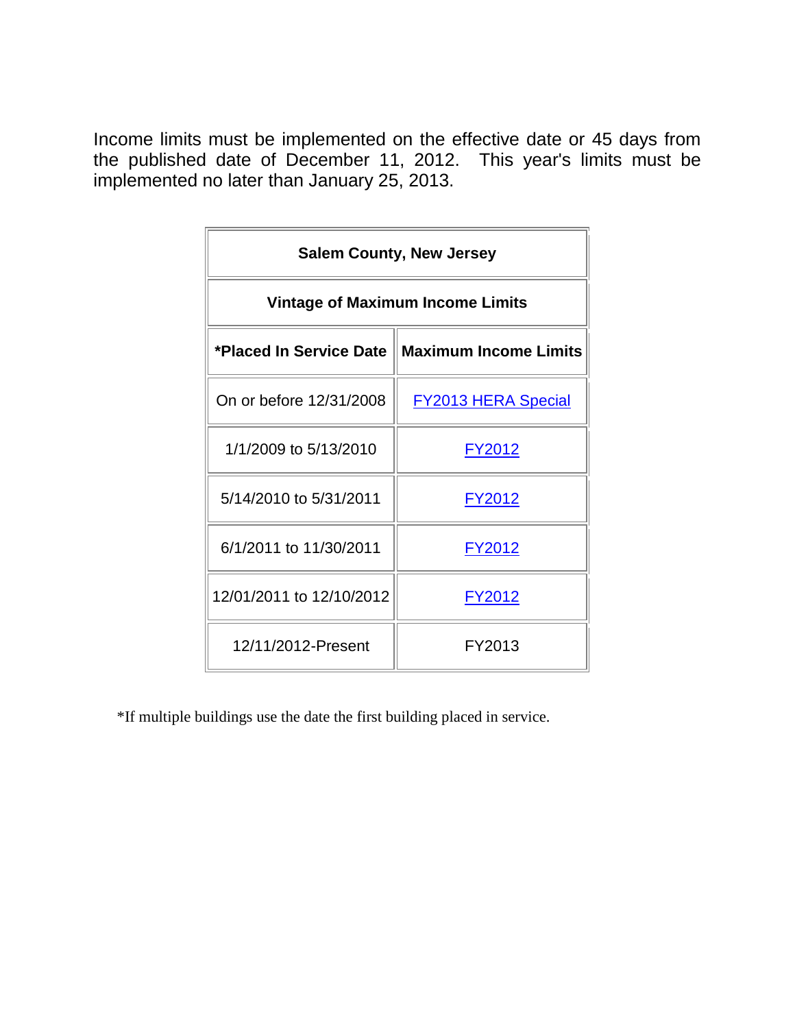Income limits must be implemented on the effective date or 45 days from the published date of December 11, 2012. This year's limits must be implemented no later than January 25, 2013.

| Salem County, New Jersey | |
|---|---|
| **Vintage of Maximum Income Limits** | |
| ***Placed In Service Date** | **Maximum Income Limits** |
| On or before 12/31/2008 | FY2013 HERA Special |
| 1/1/2009 to 5/13/2010 | FY2012 |
| 5/14/2010 to 5/31/2011 | FY2012 |
| 6/1/2011 to 11/30/2011 | FY2012 |
| 12/01/2011 to 12/10/2012 | FY2012 |
| 12/11/2012-Present | FY2013 |

*If multiple buildings use the date the first building placed in service.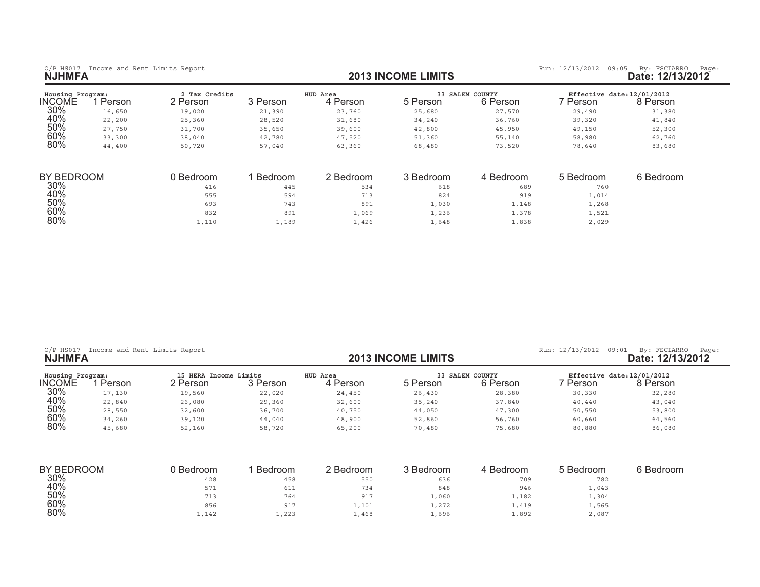O/P HS017 Income and Rent Limits Report

Run: 12/13/2012 09:05 By: FSCIARRO Page:

**NJHMFA**

## 2013 INCOME LIMITS

**Date: 12/13/2012**

Housing Program: 2 Tax Credits | HUD Area: 33 SALEM COUNTY | Effective date: 12/01/2012

| INCOME | 1 Person | 2 Person | 3 Person | 4 Person | 5 Person | 6 Person | 7 Person | 8 Person |
|---|---|---|---|---|---|---|---|---|
| 30% | 16,650 | 19,020 | 21,390 | 23,760 | 25,680 | 27,570 | 29,490 | 31,380 |
| 40% | 22,200 | 25,360 | 28,520 | 31,680 | 34,240 | 36,760 | 39,320 | 41,840 |
| 50% | 27,750 | 31,700 | 35,650 | 39,600 | 42,800 | 45,950 | 49,150 | 52,300 |
| 60% | 33,300 | 38,040 | 42,780 | 47,520 | 51,360 | 55,140 | 58,980 | 62,760 |
| 80% | 44,400 | 50,720 | 57,040 | 63,360 | 68,480 | 73,520 | 78,640 | 83,680 |

| BY BEDROOM | 0 Bedroom | 1 Bedroom | 2 Bedroom | 3 Bedroom | 4 Bedroom | 5 Bedroom | 6 Bedroom |
|---|---|---|---|---|---|---|---|
| 30% | 416 | 445 | 534 | 618 | 689 | 760 | |
| 40% | 555 | 594 | 713 | 824 | 919 | 1,014 | |
| 50% | 693 | 743 | 891 | 1,030 | 1,148 | 1,268 | |
| 60% | 832 | 891 | 1,069 | 1,236 | 1,378 | 1,521 | |
| 80% | 1,110 | 1,189 | 1,426 | 1,648 | 1,838 | 2,029 | |

O/P HS017 Income and Rent Limits Report

Run: 12/13/2012 09:01 By: FSCIARRO Page:

**NJHMFA**

## 2013 INCOME LIMITS

**Date: 12/13/2012**

Housing Program: 15 HERA Income Limits | HUD Area: 33 SALEM COUNTY | Effective date: 12/01/2012

| INCOME | 1 Person | 2 Person | 3 Person | 4 Person | 5 Person | 6 Person | 7 Person | 8 Person |
|---|---|---|---|---|---|---|---|---|
| 30% | 17,130 | 19,560 | 22,020 | 24,450 | 26,430 | 28,380 | 30,330 | 32,280 |
| 40% | 22,840 | 26,080 | 29,360 | 32,600 | 35,240 | 37,840 | 40,440 | 43,040 |
| 50% | 28,550 | 32,600 | 36,700 | 40,750 | 44,050 | 47,300 | 50,550 | 53,800 |
| 60% | 34,260 | 39,120 | 44,040 | 48,900 | 52,860 | 56,760 | 60,660 | 64,560 |
| 80% | 45,680 | 52,160 | 58,720 | 65,200 | 70,480 | 75,680 | 80,880 | 86,080 |

| BY BEDROOM | 0 Bedroom | 1 Bedroom | 2 Bedroom | 3 Bedroom | 4 Bedroom | 5 Bedroom | 6 Bedroom |
|---|---|---|---|---|---|---|---|
| 30% | 428 | 458 | 550 | 636 | 709 | 782 | |
| 40% | 571 | 611 | 734 | 848 | 946 | 1,043 | |
| 50% | 713 | 764 | 917 | 1,060 | 1,182 | 1,304 | |
| 60% | 856 | 917 | 1,101 | 1,272 | 1,419 | 1,565 | |
| 80% | 1,142 | 1,223 | 1,468 | 1,696 | 1,892 | 2,087 | |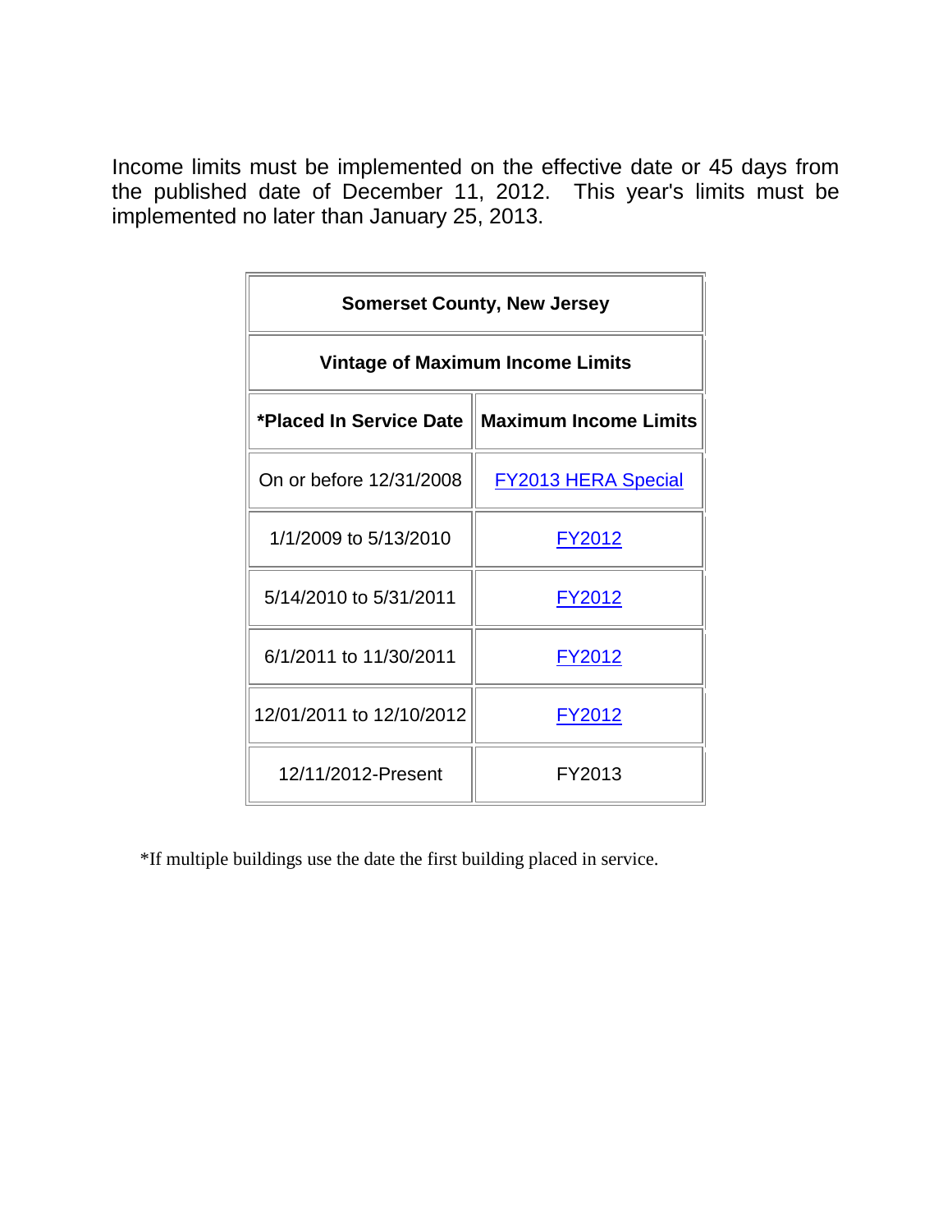Income limits must be implemented on the effective date or 45 days from the published date of December 11, 2012. This year's limits must be implemented no later than January 25, 2013.

| Somerset County, New Jersey | |
|---|---|
| **Vintage of Maximum Income Limits** | |
| ***Placed In Service Date** | **Maximum Income Limits** |
| On or before 12/31/2008 | FY2013 HERA Special |
| 1/1/2009 to 5/13/2010 | FY2012 |
| 5/14/2010 to 5/31/2011 | FY2012 |
| 6/1/2011 to 11/30/2011 | FY2012 |
| 12/01/2011 to 12/10/2012 | FY2012 |
| 12/11/2012-Present | FY2013 |

*If multiple buildings use the date the first building placed in service.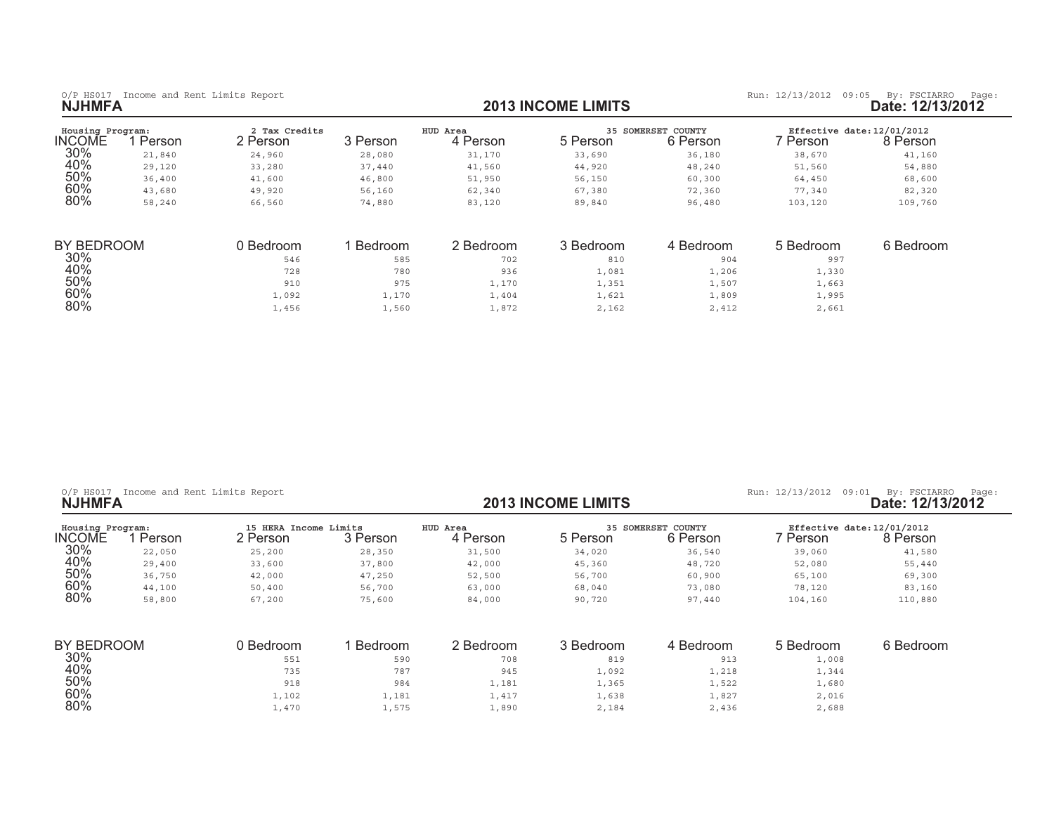O/P HS017 Income and Rent Limits Report

Run: 12/13/2012 09:05 By: FSCIARRO Page:

**NJHMFA**

## 2013 INCOME LIMITS

**Date: 12/13/2012**

Housing Program: 2 Tax Credits | HUD Area: 35 SOMERSET COUNTY | Effective date: 12/01/2012

| INCOME | 1 Person | 2 Person | 3 Person | 4 Person | 5 Person | 6 Person | 7 Person | 8 Person |
|---|---|---|---|---|---|---|---|---|
| 30% | 21,840 | 24,960 | 28,080 | 31,170 | 33,690 | 36,180 | 38,670 | 41,160 |
| 40% | 29,120 | 33,280 | 37,440 | 41,560 | 44,920 | 48,240 | 51,560 | 54,880 |
| 50% | 36,400 | 41,600 | 46,800 | 51,950 | 56,150 | 60,300 | 64,450 | 68,600 |
| 60% | 43,680 | 49,920 | 56,160 | 62,340 | 67,380 | 72,360 | 77,340 | 82,320 |
| 80% | 58,240 | 66,560 | 74,880 | 83,120 | 89,840 | 96,480 | 103,120 | 109,760 |

| BY BEDROOM | 0 Bedroom | 1 Bedroom | 2 Bedroom | 3 Bedroom | 4 Bedroom | 5 Bedroom | 6 Bedroom |
|---|---|---|---|---|---|---|---|
| 30% | 546 | 585 | 702 | 810 | 904 | 997 | |
| 40% | 728 | 780 | 936 | 1,081 | 1,206 | 1,330 | |
| 50% | 910 | 975 | 1,170 | 1,351 | 1,507 | 1,663 | |
| 60% | 1,092 | 1,170 | 1,404 | 1,621 | 1,809 | 1,995 | |
| 80% | 1,456 | 1,560 | 1,872 | 2,162 | 2,412 | 2,661 | |

O/P HS017 Income and Rent Limits Report

Run: 12/13/2012 09:01 By: FSCIARRO Page:

**NJHMFA**

## 2013 INCOME LIMITS

**Date: 12/13/2012**

Housing Program: 15 HERA Income Limits | HUD Area: 35 SOMERSET COUNTY | Effective date: 12/01/2012

| INCOME | 1 Person | 2 Person | 3 Person | 4 Person | 5 Person | 6 Person | 7 Person | 8 Person |
|---|---|---|---|---|---|---|---|---|
| 30% | 22,050 | 25,200 | 28,350 | 31,500 | 34,020 | 36,540 | 39,060 | 41,580 |
| 40% | 29,400 | 33,600 | 37,800 | 42,000 | 45,360 | 48,720 | 52,080 | 55,440 |
| 50% | 36,750 | 42,000 | 47,250 | 52,500 | 56,700 | 60,900 | 65,100 | 69,300 |
| 60% | 44,100 | 50,400 | 56,700 | 63,000 | 68,040 | 73,080 | 78,120 | 83,160 |
| 80% | 58,800 | 67,200 | 75,600 | 84,000 | 90,720 | 97,440 | 104,160 | 110,880 |

| BY BEDROOM | 0 Bedroom | 1 Bedroom | 2 Bedroom | 3 Bedroom | 4 Bedroom | 5 Bedroom | 6 Bedroom |
|---|---|---|---|---|---|---|---|
| 30% | 551 | 590 | 708 | 819 | 913 | 1,008 | |
| 40% | 735 | 787 | 945 | 1,092 | 1,218 | 1,344 | |
| 50% | 918 | 984 | 1,181 | 1,365 | 1,522 | 1,680 | |
| 60% | 1,102 | 1,181 | 1,417 | 1,638 | 1,827 | 2,016 | |
| 80% | 1,470 | 1,575 | 1,890 | 2,184 | 2,436 | 2,688 | |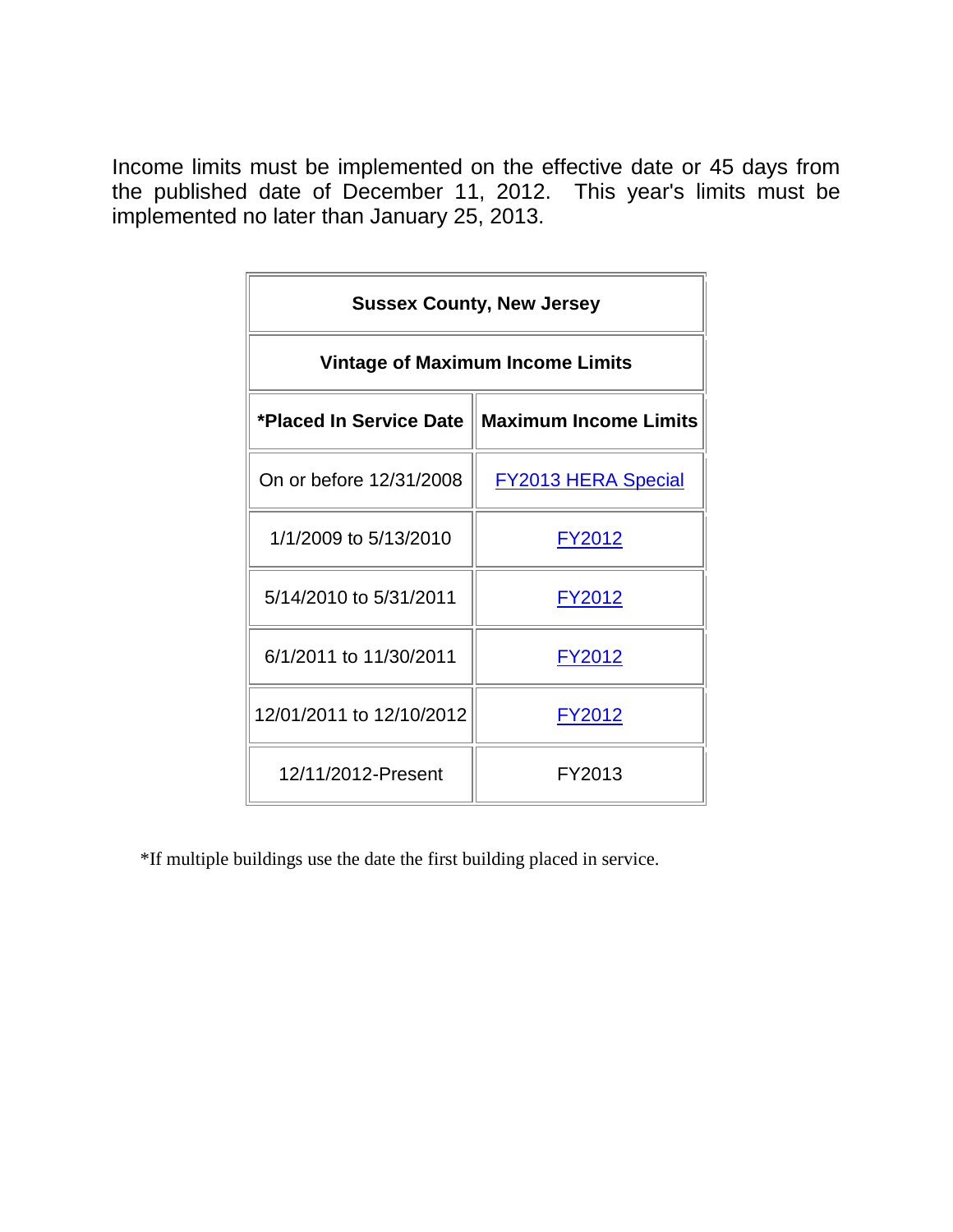Income limits must be implemented on the effective date or 45 days from the published date of December 11, 2012. This year's limits must be implemented no later than January 25, 2013.

| Sussex County, New Jersey | |
|---|---|
| **Vintage of Maximum Income Limits** | |
| ***Placed In Service Date** | **Maximum Income Limits** |
| On or before 12/31/2008 | FY2013 HERA Special |
| 1/1/2009 to 5/13/2010 | FY2012 |
| 5/14/2010 to 5/31/2011 | FY2012 |
| 6/1/2011 to 11/30/2011 | FY2012 |
| 12/01/2011 to 12/10/2012 | FY2012 |
| 12/11/2012-Present | FY2013 |

*If multiple buildings use the date the first building placed in service.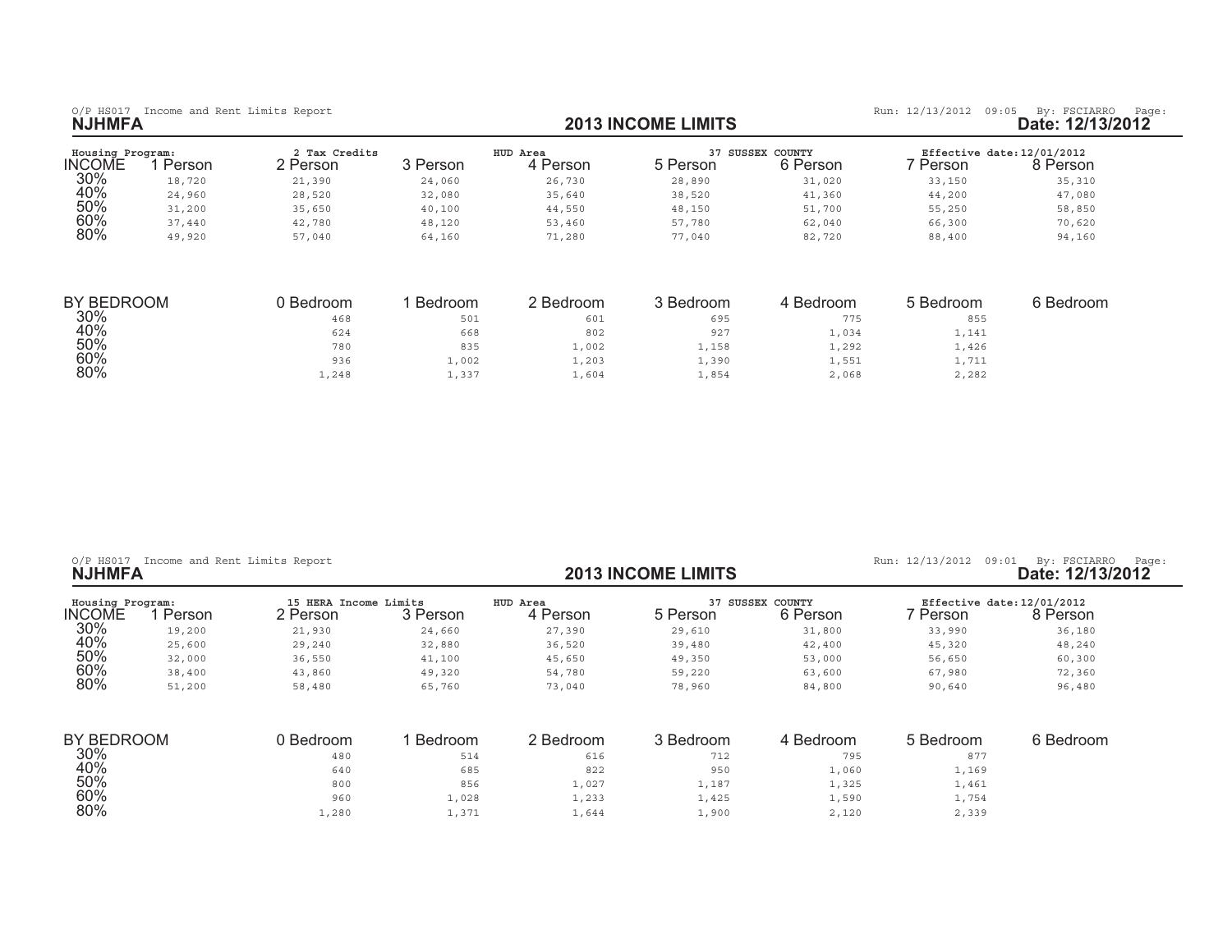O/P HS017 Income and Rent Limits Report

Run: 12/13/2012 09:05 By: FSCIARRO Page:

**NJHMFA**

## 2013 INCOME LIMITS

**Date: 12/13/2012**

Housing Program: 2 Tax Credits HUD Area 37 SUSSEX COUNTY Effective date: 12/01/2012

| INCOME | 1 Person | 2 Person | 3 Person | 4 Person | 5 Person | 6 Person | 7 Person | 8 Person |
|---|---|---|---|---|---|---|---|---|
| 30% | 18,720 | 21,390 | 24,060 | 26,730 | 28,890 | 31,020 | 33,150 | 35,310 |
| 40% | 24,960 | 28,520 | 32,080 | 35,640 | 38,520 | 41,360 | 44,200 | 47,080 |
| 50% | 31,200 | 35,650 | 40,100 | 44,550 | 48,150 | 51,700 | 55,250 | 58,850 |
| 60% | 37,440 | 42,780 | 48,120 | 53,460 | 57,780 | 62,040 | 66,300 | 70,620 |
| 80% | 49,920 | 57,040 | 64,160 | 71,280 | 77,040 | 82,720 | 88,400 | 94,160 |

| BY BEDROOM | 0 Bedroom | 1 Bedroom | 2 Bedroom | 3 Bedroom | 4 Bedroom | 5 Bedroom | 6 Bedroom |
|---|---|---|---|---|---|---|---|
| 30% | 468 | 501 | 601 | 695 | 775 | 855 | |
| 40% | 624 | 668 | 802 | 927 | 1,034 | 1,141 | |
| 50% | 780 | 835 | 1,002 | 1,158 | 1,292 | 1,426 | |
| 60% | 936 | 1,002 | 1,203 | 1,390 | 1,551 | 1,711 | |
| 80% | 1,248 | 1,337 | 1,604 | 1,854 | 2,068 | 2,282 | |

O/P HS017 Income and Rent Limits Report

Run: 12/13/2012 09:01 By: FSCIARRO Page:

**NJHMFA**

## 2013 INCOME LIMITS

**Date: 12/13/2012**

Housing Program: 15 HERA Income Limits HUD Area 37 SUSSEX COUNTY Effective date: 12/01/2012

| INCOME | 1 Person | 2 Person | 3 Person | 4 Person | 5 Person | 6 Person | 7 Person | 8 Person |
|---|---|---|---|---|---|---|---|---|
| 30% | 19,200 | 21,930 | 24,660 | 27,390 | 29,610 | 31,800 | 33,990 | 36,180 |
| 40% | 25,600 | 29,240 | 32,880 | 36,520 | 39,480 | 42,400 | 45,320 | 48,240 |
| 50% | 32,000 | 36,550 | 41,100 | 45,650 | 49,350 | 53,000 | 56,650 | 60,300 |
| 60% | 38,400 | 43,860 | 49,320 | 54,780 | 59,220 | 63,600 | 67,980 | 72,360 |
| 80% | 51,200 | 58,480 | 65,760 | 73,040 | 78,960 | 84,800 | 90,640 | 96,480 |

| BY BEDROOM | 0 Bedroom | 1 Bedroom | 2 Bedroom | 3 Bedroom | 4 Bedroom | 5 Bedroom | 6 Bedroom |
|---|---|---|---|---|---|---|---|
| 30% | 480 | 514 | 616 | 712 | 795 | 877 | |
| 40% | 640 | 685 | 822 | 950 | 1,060 | 1,169 | |
| 50% | 800 | 856 | 1,027 | 1,187 | 1,325 | 1,461 | |
| 60% | 960 | 1,028 | 1,233 | 1,425 | 1,590 | 1,754 | |
| 80% | 1,280 | 1,371 | 1,644 | 1,900 | 2,120 | 2,339 | |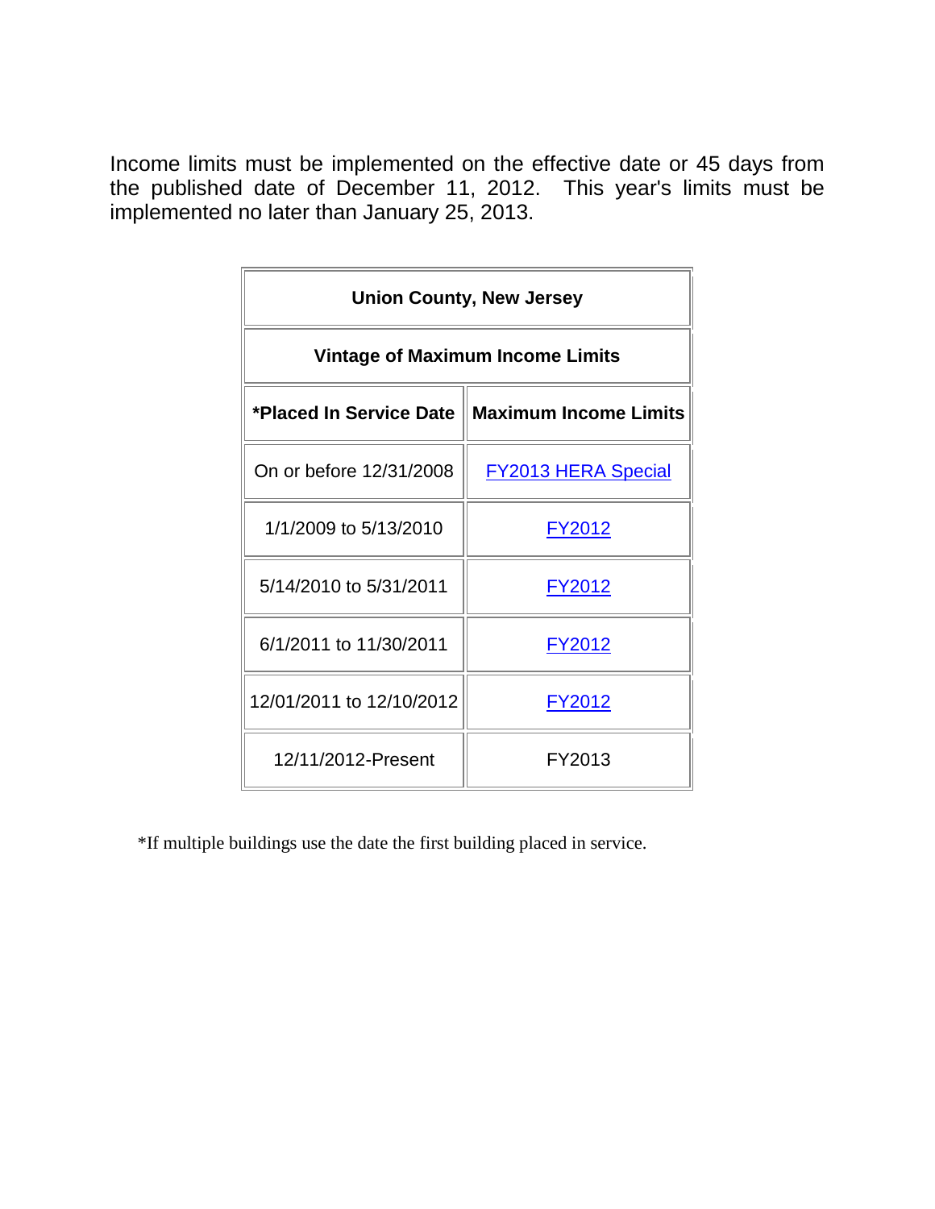Income limits must be implemented on the effective date or 45 days from the published date of December 11, 2012. This year's limits must be implemented no later than January 25, 2013.

| Union County, New Jersey | |
|---|---|
| **Vintage of Maximum Income Limits** | |
| ***Placed In Service Date** | **Maximum Income Limits** |
| On or before 12/31/2008 | FY2013 HERA Special |
| 1/1/2009 to 5/13/2010 | FY2012 |
| 5/14/2010 to 5/31/2011 | FY2012 |
| 6/1/2011 to 11/30/2011 | FY2012 |
| 12/01/2011 to 12/10/2012 | FY2012 |
| 12/11/2012-Present | FY2013 |

*If multiple buildings use the date the first building placed in service.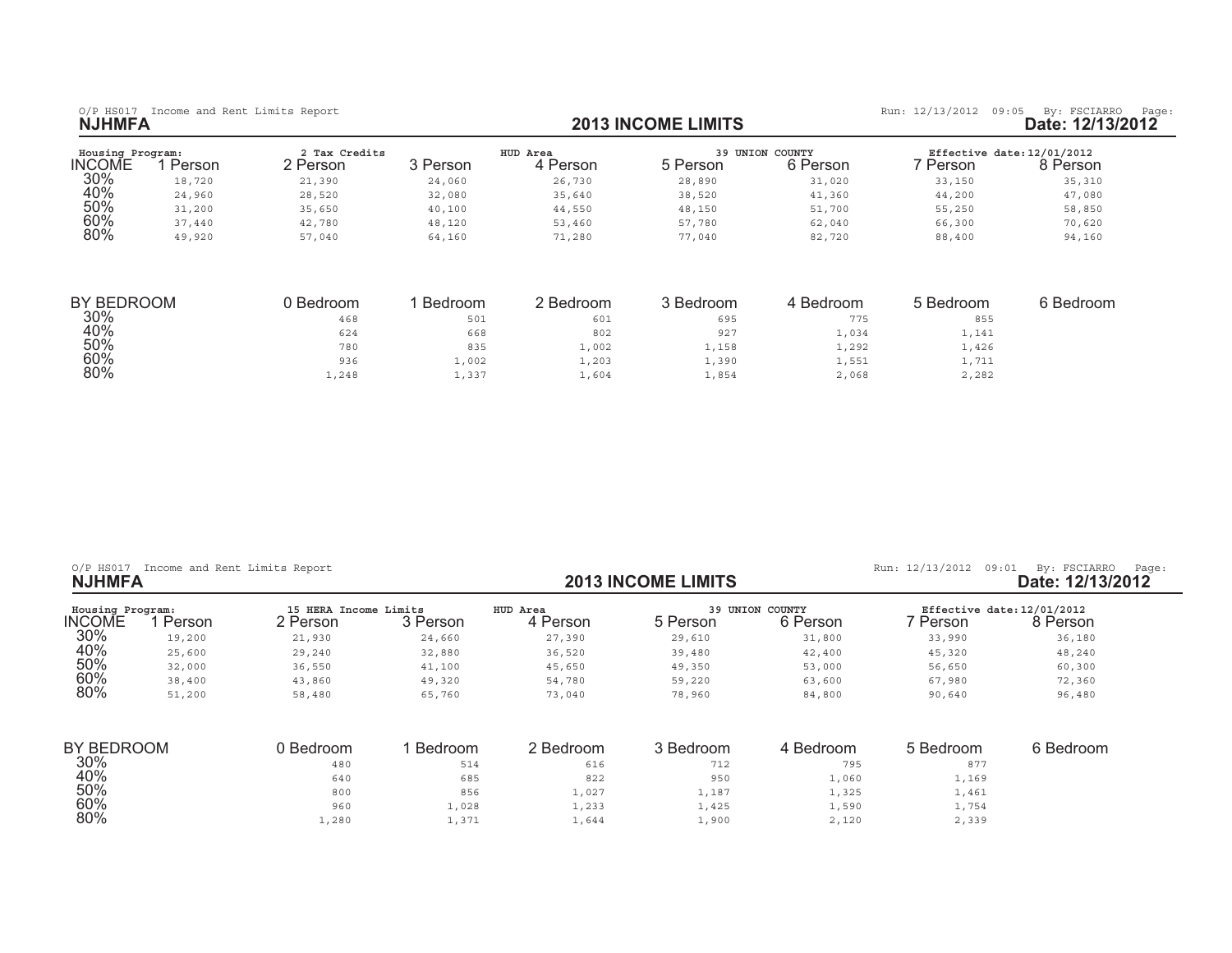O/P HS017 Income and Rent Limits Report

Run: 12/13/2012 09:05 By: FSCIARRO Page:

**NJHMFA**

## 2013 INCOME LIMITS

**Date: 12/13/2012**

Housing Program: 2 Tax Credits — HUD Area 39 UNION COUNTY — Effective date: 12/01/2012

| INCOME | 1 Person | 2 Person | 3 Person | 4 Person | 5 Person | 6 Person | 7 Person | 8 Person |
|---|---|---|---|---|---|---|---|---|
| 30% | 18,720 | 21,390 | 24,060 | 26,730 | 28,890 | 31,020 | 33,150 | 35,310 |
| 40% | 24,960 | 28,520 | 32,080 | 35,640 | 38,520 | 41,360 | 44,200 | 47,080 |
| 50% | 31,200 | 35,650 | 40,100 | 44,550 | 48,150 | 51,700 | 55,250 | 58,850 |
| 60% | 37,440 | 42,780 | 48,120 | 53,460 | 57,780 | 62,040 | 66,300 | 70,620 |
| 80% | 49,920 | 57,040 | 64,160 | 71,280 | 77,040 | 82,720 | 88,400 | 94,160 |

| BY BEDROOM | 0 Bedroom | 1 Bedroom | 2 Bedroom | 3 Bedroom | 4 Bedroom | 5 Bedroom | 6 Bedroom |
|---|---|---|---|---|---|---|---|
| 30% | 468 | 501 | 601 | 695 | 775 | 855 | |
| 40% | 624 | 668 | 802 | 927 | 1,034 | 1,141 | |
| 50% | 780 | 835 | 1,002 | 1,158 | 1,292 | 1,426 | |
| 60% | 936 | 1,002 | 1,203 | 1,390 | 1,551 | 1,711 | |
| 80% | 1,248 | 1,337 | 1,604 | 1,854 | 2,068 | 2,282 | |

O/P HS017 Income and Rent Limits Report

Run: 12/13/2012 09:01 By: FSCIARRO Page:

**NJHMFA**

## 2013 INCOME LIMITS

**Date: 12/13/2012**

Housing Program: 15 HERA Income Limits — HUD Area 39 UNION COUNTY — Effective date: 12/01/2012

| INCOME | 1 Person | 2 Person | 3 Person | 4 Person | 5 Person | 6 Person | 7 Person | 8 Person |
|---|---|---|---|---|---|---|---|---|
| 30% | 19,200 | 21,930 | 24,660 | 27,390 | 29,610 | 31,800 | 33,990 | 36,180 |
| 40% | 25,600 | 29,240 | 32,880 | 36,520 | 39,480 | 42,400 | 45,320 | 48,240 |
| 50% | 32,000 | 36,550 | 41,100 | 45,650 | 49,350 | 53,000 | 56,650 | 60,300 |
| 60% | 38,400 | 43,860 | 49,320 | 54,780 | 59,220 | 63,600 | 67,980 | 72,360 |
| 80% | 51,200 | 58,480 | 65,760 | 73,040 | 78,960 | 84,800 | 90,640 | 96,480 |

| BY BEDROOM | 0 Bedroom | 1 Bedroom | 2 Bedroom | 3 Bedroom | 4 Bedroom | 5 Bedroom | 6 Bedroom |
|---|---|---|---|---|---|---|---|
| 30% | 480 | 514 | 616 | 712 | 795 | 877 | |
| 40% | 640 | 685 | 822 | 950 | 1,060 | 1,169 | |
| 50% | 800 | 856 | 1,027 | 1,187 | 1,325 | 1,461 | |
| 60% | 960 | 1,028 | 1,233 | 1,425 | 1,590 | 1,754 | |
| 80% | 1,280 | 1,371 | 1,644 | 1,900 | 2,120 | 2,339 | |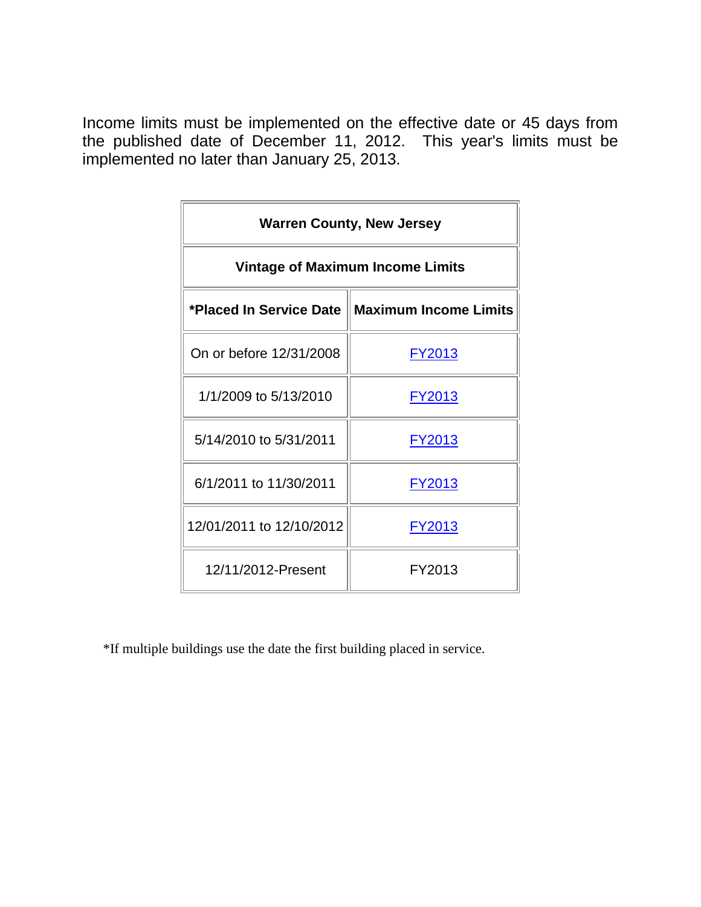Income limits must be implemented on the effective date or 45 days from the published date of December 11, 2012. This year's limits must be implemented no later than January 25, 2013.

| Warren County, New Jersey | |
|---|---|
| **Vintage of Maximum Income Limits** | |
| ***Placed In Service Date** | **Maximum Income Limits** |
| On or before 12/31/2008 | FY2013 |
| 1/1/2009 to 5/13/2010 | FY2013 |
| 5/14/2010 to 5/31/2011 | FY2013 |
| 6/1/2011 to 11/30/2011 | FY2013 |
| 12/01/2011 to 12/10/2012 | FY2013 |
| 12/11/2012-Present | FY2013 |

*If multiple buildings use the date the first building placed in service.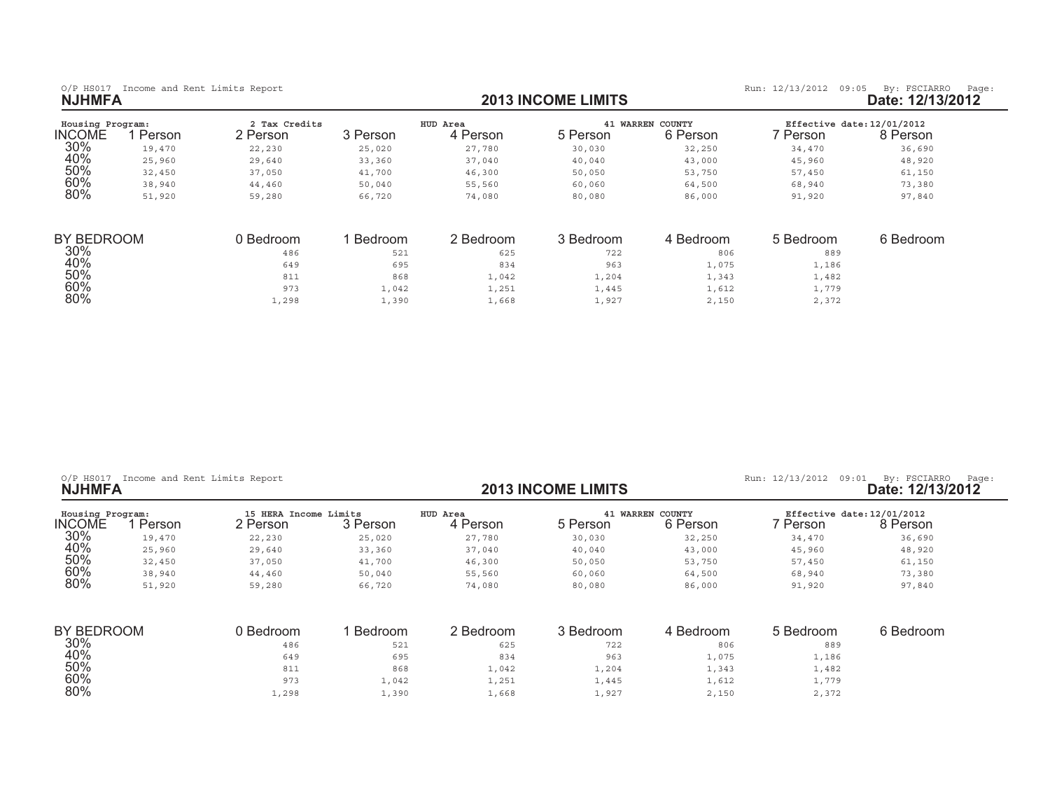O/P HS017 Income and Rent Limits Report

Run: 12/13/2012 09:05 By: FSCIARRO Page:

**NJHMFA**

## 2013 INCOME LIMITS

**Date: 12/13/2012**

Housing Program: 2 Tax Credits HUD Area 41 WARREN COUNTY Effective date: 12/01/2012

| INCOME | 1 Person | 2 Person | 3 Person | 4 Person | 5 Person | 6 Person | 7 Person | 8 Person |
|---|---|---|---|---|---|---|---|---|
| 30% | 19,470 | 22,230 | 25,020 | 27,780 | 30,030 | 32,250 | 34,470 | 36,690 |
| 40% | 25,960 | 29,640 | 33,360 | 37,040 | 40,040 | 43,000 | 45,960 | 48,920 |
| 50% | 32,450 | 37,050 | 41,700 | 46,300 | 50,050 | 53,750 | 57,450 | 61,150 |
| 60% | 38,940 | 44,460 | 50,040 | 55,560 | 60,060 | 64,500 | 68,940 | 73,380 |
| 80% | 51,920 | 59,280 | 66,720 | 74,080 | 80,080 | 86,000 | 91,920 | 97,840 |

| BY BEDROOM | 0 Bedroom | 1 Bedroom | 2 Bedroom | 3 Bedroom | 4 Bedroom | 5 Bedroom | 6 Bedroom |
|---|---|---|---|---|---|---|---|
| 30% | 486 | 521 | 625 | 722 | 806 | 889 | |
| 40% | 649 | 695 | 834 | 963 | 1,075 | 1,186 | |
| 50% | 811 | 868 | 1,042 | 1,204 | 1,343 | 1,482 | |
| 60% | 973 | 1,042 | 1,251 | 1,445 | 1,612 | 1,779 | |
| 80% | 1,298 | 1,390 | 1,668 | 1,927 | 2,150 | 2,372 | |

O/P HS017 Income and Rent Limits Report

Run: 12/13/2012 09:01 By: FSCIARRO Page:

**NJHMFA**

## 2013 INCOME LIMITS

**Date: 12/13/2012**

Housing Program: 15 HERA Income Limits HUD Area 41 WARREN COUNTY Effective date: 12/01/2012

| INCOME | 1 Person | 2 Person | 3 Person | 4 Person | 5 Person | 6 Person | 7 Person | 8 Person |
|---|---|---|---|---|---|---|---|---|
| 30% | 19,470 | 22,230 | 25,020 | 27,780 | 30,030 | 32,250 | 34,470 | 36,690 |
| 40% | 25,960 | 29,640 | 33,360 | 37,040 | 40,040 | 43,000 | 45,960 | 48,920 |
| 50% | 32,450 | 37,050 | 41,700 | 46,300 | 50,050 | 53,750 | 57,450 | 61,150 |
| 60% | 38,940 | 44,460 | 50,040 | 55,560 | 60,060 | 64,500 | 68,940 | 73,380 |
| 80% | 51,920 | 59,280 | 66,720 | 74,080 | 80,080 | 86,000 | 91,920 | 97,840 |

| BY BEDROOM | 0 Bedroom | 1 Bedroom | 2 Bedroom | 3 Bedroom | 4 Bedroom | 5 Bedroom | 6 Bedroom |
|---|---|---|---|---|---|---|---|
| 30% | 486 | 521 | 625 | 722 | 806 | 889 | |
| 40% | 649 | 695 | 834 | 963 | 1,075 | 1,186 | |
| 50% | 811 | 868 | 1,042 | 1,204 | 1,343 | 1,482 | |
| 60% | 973 | 1,042 | 1,251 | 1,445 | 1,612 | 1,779 | |
| 80% | 1,298 | 1,390 | 1,668 | 1,927 | 2,150 | 2,372 | |